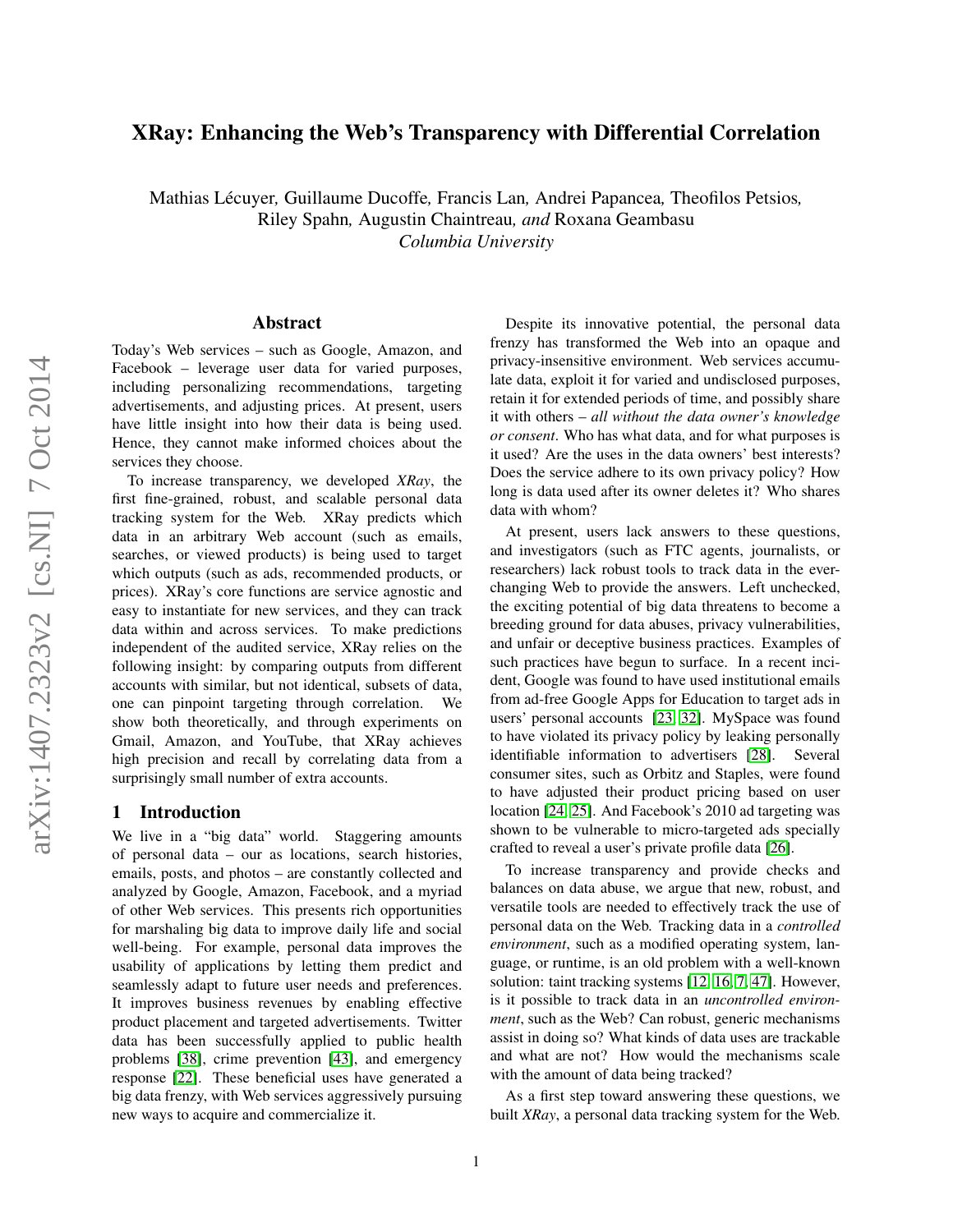# XRay: Enhancing the Web's Transparency with Differential Correlation

Mathias Lécuyer, Guillaume Ducoffe, Francis Lan, Andrei Papancea, Theofilos Petsios, Riley Spahn, Augustin Chaintreau, *and* Roxana Geambasu
*Columbia University*

## Abstract

Today's Web services – such as Google, Amazon, and Facebook – leverage user data for varied purposes, including personalizing recommendations, targeting advertisements, and adjusting prices. At present, users have little insight into how their data is being used. Hence, they cannot make informed choices about the services they choose.

To increase transparency, we developed *XRay*, the first fine-grained, robust, and scalable personal data tracking system for the Web. XRay predicts which data in an arbitrary Web account (such as emails, searches, or viewed products) is being used to target which outputs (such as ads, recommended products, or prices). XRay's core functions are service agnostic and easy to instantiate for new services, and they can track data within and across services. To make predictions independent of the audited service, XRay relies on the following insight: by comparing outputs from different accounts with similar, but not identical, subsets of data, one can pinpoint targeting through correlation. We show both theoretically, and through experiments on Gmail, Amazon, and YouTube, that XRay achieves high precision and recall by correlating data from a surprisingly small number of extra accounts.

## 1 Introduction

We live in a "big data" world. Staggering amounts of personal data – our as locations, search histories, emails, posts, and photos – are constantly collected and analyzed by Google, Amazon, Facebook, and a myriad of other Web services. This presents rich opportunities for marshaling big data to improve daily life and social well-being. For example, personal data improves the usability of applications by letting them predict and seamlessly adapt to future user needs and preferences. It improves business revenues by enabling effective product placement and targeted advertisements. Twitter data has been successfully applied to public health problems [38], crime prevention [43], and emergency response [22]. These beneficial uses have generated a big data frenzy, with Web services aggressively pursuing new ways to acquire and commercialize it.

Despite its innovative potential, the personal data frenzy has transformed the Web into an opaque and privacy-insensitive environment. Web services accumulate data, exploit it for varied and undisclosed purposes, retain it for extended periods of time, and possibly share it with others – *all without the data owner's knowledge or consent*. Who has what data, and for what purposes is it used? Are the uses in the data owners' best interests? Does the service adhere to its own privacy policy? How long is data used after its owner deletes it? Who shares data with whom?

At present, users lack answers to these questions, and investigators (such as FTC agents, journalists, or researchers) lack robust tools to track data in the ever-changing Web to provide the answers. Left unchecked, the exciting potential of big data threatens to become a breeding ground for data abuses, privacy vulnerabilities, and unfair or deceptive business practices. Examples of such practices have begun to surface. In a recent incident, Google was found to have used institutional emails from ad-free Google Apps for Education to target ads in users' personal accounts [23, 32]. MySpace was found to have violated its privacy policy by leaking personally identifiable information to advertisers [28]. Several consumer sites, such as Orbitz and Staples, were found to have adjusted their product pricing based on user location [24, 25]. And Facebook's 2010 ad targeting was shown to be vulnerable to micro-targeted ads specially crafted to reveal a user's private profile data [26].

To increase transparency and provide checks and balances on data abuse, we argue that new, robust, and versatile tools are needed to effectively track the use of personal data on the Web. Tracking data in a *controlled environment*, such as a modified operating system, language, or runtime, is an old problem with a well-known solution: taint tracking systems [12, 16, 7, 47]. However, is it possible to track data in an *uncontrolled environment*, such as the Web? Can robust, generic mechanisms assist in doing so? What kinds of data uses are trackable and what are not? How would the mechanisms scale with the amount of data being tracked?

As a first step toward answering these questions, we built *XRay*, a personal data tracking system for the Web.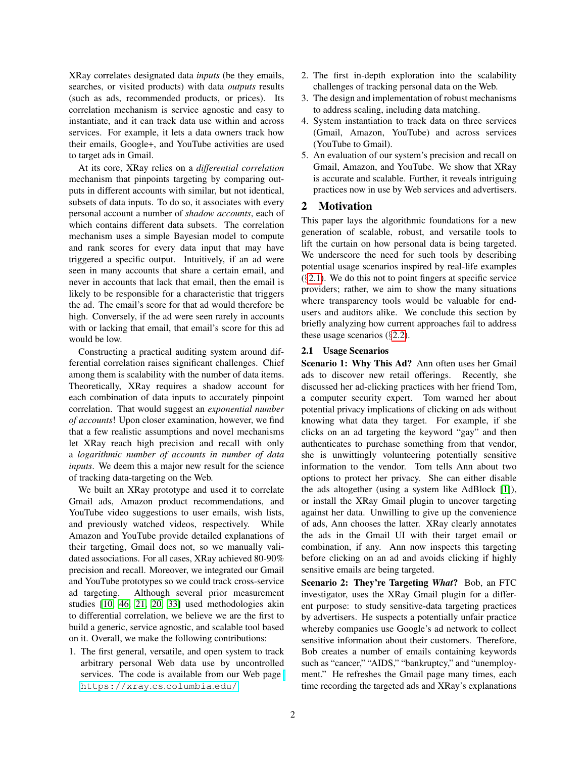XRay correlates designated data *inputs* (be they emails, searches, or visited products) with data *outputs* results (such as ads, recommended products, or prices). Its correlation mechanism is service agnostic and easy to instantiate, and it can track data use within and across services. For example, it lets a data owners track how their emails, Google+, and YouTube activities are used to target ads in Gmail.

At its core, XRay relies on a *differential correlation* mechanism that pinpoints targeting by comparing outputs in different accounts with similar, but not identical, subsets of data inputs. To do so, it associates with every personal account a number of *shadow accounts*, each of which contains different data subsets. The correlation mechanism uses a simple Bayesian model to compute and rank scores for every data input that may have triggered a specific output. Intuitively, if an ad were seen in many accounts that share a certain email, and never in accounts that lack that email, then the email is likely to be responsible for a characteristic that triggers the ad. The email's score for that ad would therefore be high. Conversely, if the ad were seen rarely in accounts with or lacking that email, that email's score for this ad would be low.

Constructing a practical auditing system around differential correlation raises significant challenges. Chief among them is scalability with the number of data items. Theoretically, XRay requires a shadow account for each combination of data inputs to accurately pinpoint correlation. That would suggest an *exponential number of accounts*! Upon closer examination, however, we find that a few realistic assumptions and novel mechanisms let XRay reach high precision and recall with only a *logarithmic number of accounts in number of data inputs*. We deem this a major new result for the science of tracking data-targeting on the Web.

We built an XRay prototype and used it to correlate Gmail ads, Amazon product recommendations, and YouTube video suggestions to user emails, wish lists, and previously watched videos, respectively. While Amazon and YouTube provide detailed explanations of their targeting, Gmail does not, so we manually validated associations. For all cases, XRay achieved 80-90% precision and recall. Moreover, we integrated our Gmail and YouTube prototypes so we could track cross-service ad targeting. Although several prior measurement studies [10, 46, 21, 20, 33] used methodologies akin to differential correlation, we believe we are the first to build a generic, service agnostic, and scalable tool based on it. Overall, we make the following contributions:

1. The first general, versatile, and open system to track arbitrary personal Web data use by uncontrolled services. The code is available from our Web page https://xray.cs.columbia.edu/
2. The first in-depth exploration into the scalability challenges of tracking personal data on the Web.
3. The design and implementation of robust mechanisms to address scaling, including data matching.
4. System instantiation to track data on three services (Gmail, Amazon, YouTube) and across services (YouTube to Gmail).
5. An evaluation of our system's precision and recall on Gmail, Amazon, and YouTube. We show that XRay is accurate and scalable. Further, it reveals intriguing practices now in use by Web services and advertisers.

## 2 Motivation

This paper lays the algorithmic foundations for a new generation of scalable, robust, and versatile tools to lift the curtain on how personal data is being targeted. We underscore the need for such tools by describing potential usage scenarios inspired by real-life examples (§2.1). We do this not to point fingers at specific service providers; rather, we aim to show the many situations where transparency tools would be valuable for end-users and auditors alike. We conclude this section by briefly analyzing how current approaches fail to address these usage scenarios (§2.2).

### 2.1 Usage Scenarios

**Scenario 1: Why This Ad?** Ann often uses her Gmail ads to discover new retail offerings. Recently, she discussed her ad-clicking practices with her friend Tom, a computer security expert. Tom warned her about potential privacy implications of clicking on ads without knowing what data they target. For example, if she clicks on an ad targeting the keyword "gay" and then authenticates to purchase something from that vendor, she is unwittingly volunteering potentially sensitive information to the vendor. Tom tells Ann about two options to protect her privacy. She can either disable the ads altogether (using a system like AdBlock [1]), or install the XRay Gmail plugin to uncover targeting against her data. Unwilling to give up the convenience of ads, Ann chooses the latter. XRay clearly annotates the ads in the Gmail UI with their target email or combination, if any. Ann now inspects this targeting before clicking on an ad and avoids clicking if highly sensitive emails are being targeted.

**Scenario 2: They're Targeting *What*?** Bob, an FTC investigator, uses the XRay Gmail plugin for a different purpose: to study sensitive-data targeting practices by advertisers. He suspects a potentially unfair practice whereby companies use Google's ad network to collect sensitive information about their customers. Therefore, Bob creates a number of emails containing keywords such as "cancer," "AIDS," "bankruptcy," and "unemployment." He refreshes the Gmail page many times, each time recording the targeted ads and XRay's explanations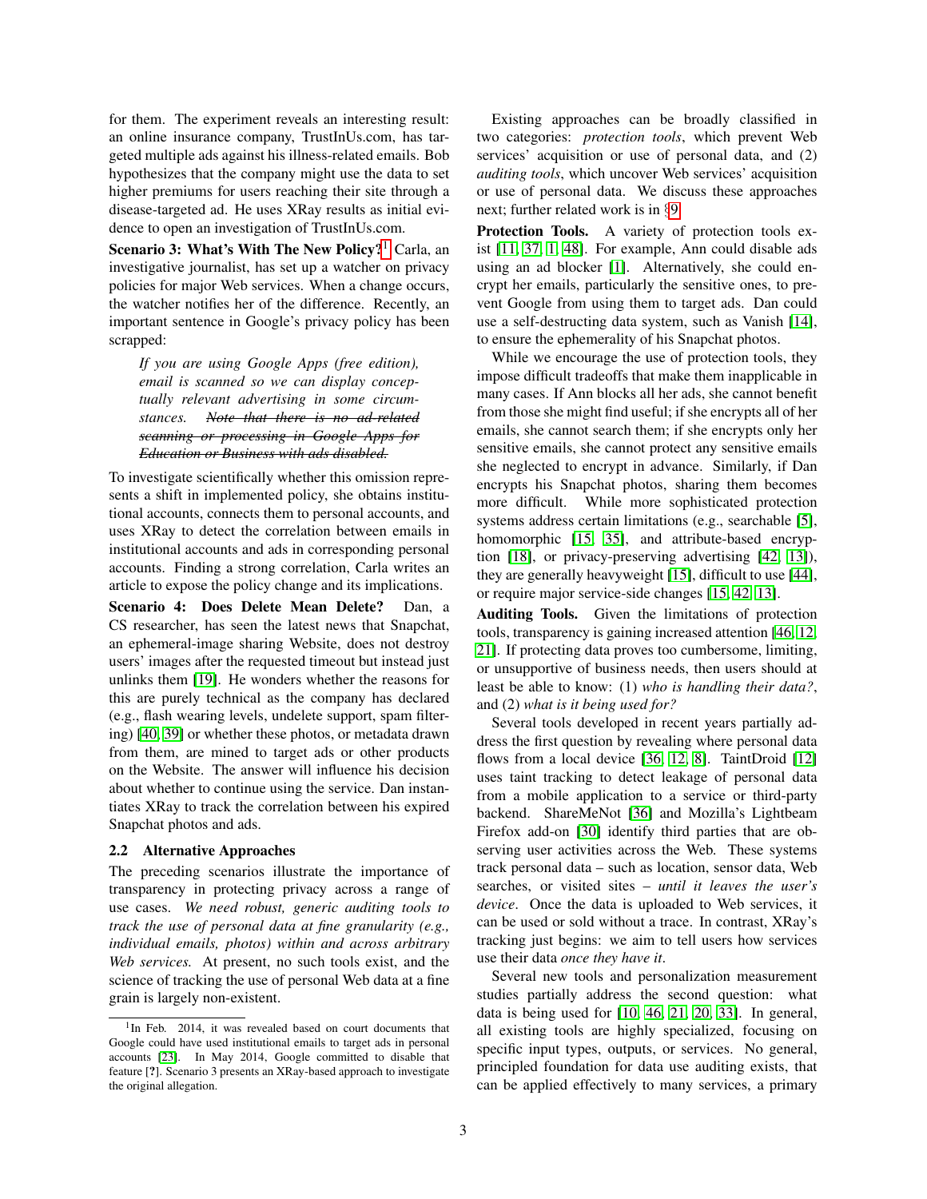for them. The experiment reveals an interesting result: an online insurance company, TrustInUs.com, has targeted multiple ads against his illness-related emails. Bob hypothesizes that the company might use the data to set higher premiums for users reaching their site through a disease-targeted ad. He uses XRay results as initial evidence to open an investigation of TrustInUs.com.

**Scenario 3: What's With The New Policy?**[1] Carla, an investigative journalist, has set up a watcher on privacy policies for major Web services. When a change occurs, the watcher notifies her of the difference. Recently, an important sentence in Google's privacy policy has been scrapped:

> *If you are using Google Apps (free edition), email is scanned so we can display conceptually relevant advertising in some circumstances.* ~~*Note that there is no ad-related scanning or processing in Google Apps for Education or Business with ads disabled.*~~

To investigate scientifically whether this omission represents a shift in implemented policy, she obtains institutional accounts, connects them to personal accounts, and uses XRay to detect the correlation between emails in institutional accounts and ads in corresponding personal accounts. Finding a strong correlation, Carla writes an article to expose the policy change and its implications.

**Scenario 4: Does Delete Mean Delete?** Dan, a CS researcher, has seen the latest news that Snapchat, an ephemeral-image sharing Website, does not destroy users' images after the requested timeout but instead just unlinks them [19]. He wonders whether the reasons for this are purely technical as the company has declared (e.g., flash wearing levels, undelete support, spam filtering) [40, 39] or whether these photos, or metadata drawn from them, are mined to target ads or other products on the Website. The answer will influence his decision about whether to continue using the service. Dan instantiates XRay to track the correlation between his expired Snapchat photos and ads.

### 2.2 Alternative Approaches

The preceding scenarios illustrate the importance of transparency in protecting privacy across a range of use cases. *We need robust, generic auditing tools to track the use of personal data at fine granularity (e.g., individual emails, photos) within and across arbitrary Web services.* At present, no such tools exist, and the science of tracking the use of personal Web data at a fine grain is largely non-existent.

[1] In Feb. 2014, it was revealed based on court documents that Google could have used institutional emails to target ads in personal accounts [23]. In May 2014, Google committed to disable that feature [?]. Scenario 3 presents an XRay-based approach to investigate the original allegation.

Existing approaches can be broadly classified in two categories: *protection tools*, which prevent Web services' acquisition or use of personal data, and (2) *auditing tools*, which uncover Web services' acquisition or use of personal data. We discuss these approaches next; further related work is in §9.

**Protection Tools.** A variety of protection tools exist [11, 37, 1, 48]. For example, Ann could disable ads using an ad blocker [1]. Alternatively, she could encrypt her emails, particularly the sensitive ones, to prevent Google from using them to target ads. Dan could use a self-destructing data system, such as Vanish [14], to ensure the ephemerality of his Snapchat photos.

While we encourage the use of protection tools, they impose difficult tradeoffs that make them inapplicable in many cases. If Ann blocks all her ads, she cannot benefit from those she might find useful; if she encrypts all of her emails, she cannot search them; if she encrypts only her sensitive emails, she cannot protect any sensitive emails she neglected to encrypt in advance. Similarly, if Dan encrypts his Snapchat photos, sharing them becomes more difficult. While more sophisticated protection systems address certain limitations (e.g., searchable [5], homomorphic [15, 35], and attribute-based encryption [18], or privacy-preserving advertising [42, 13]), they are generally heavyweight [15], difficult to use [44], or require major service-side changes [15, 42, 13].

**Auditing Tools.** Given the limitations of protection tools, transparency is gaining increased attention [46, 12, 21]. If protecting data proves too cumbersome, limiting, or unsupportive of business needs, then users should at least be able to know: (1) *who is handling their data?*, and (2) *what is it being used for?*

Several tools developed in recent years partially address the first question by revealing where personal data flows from a local device [36, 12, 8]. TaintDroid [12] uses taint tracking to detect leakage of personal data from a mobile application to a service or third-party backend. ShareMeNot [36] and Mozilla's Lightbeam Firefox add-on [30] identify third parties that are observing user activities across the Web. These systems track personal data – such as location, sensor data, Web searches, or visited sites – *until it leaves the user's device*. Once the data is uploaded to Web services, it can be used or sold without a trace. In contrast, XRay's tracking just begins: we aim to tell users how services use their data *once they have it*.

Several new tools and personalization measurement studies partially address the second question: what data is being used for [10, 46, 21, 20, 33]. In general, all existing tools are highly specialized, focusing on specific input types, outputs, or services. No general, principled foundation for data use auditing exists, that can be applied effectively to many services, a primary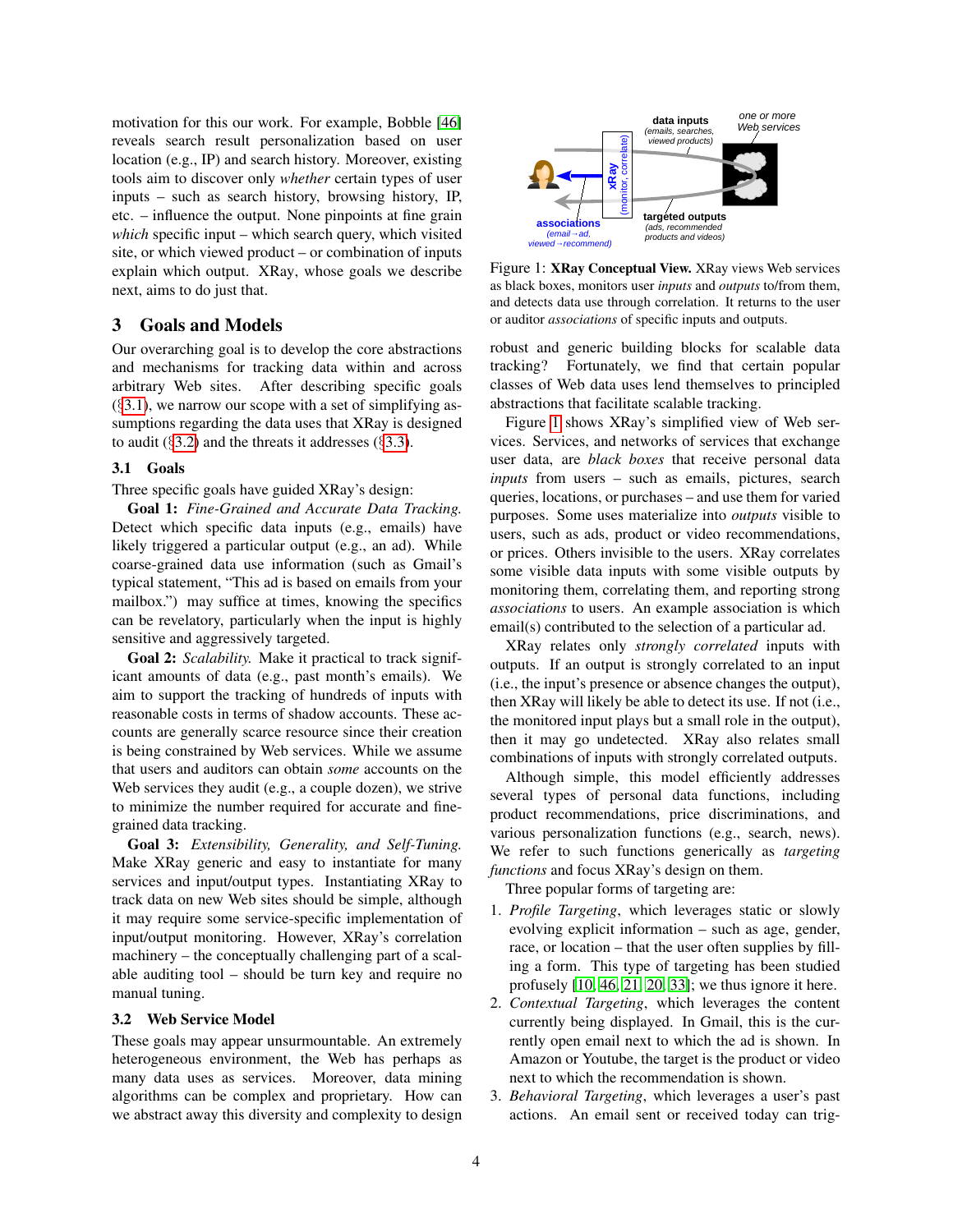motivation for this our work. For example, Bobble [46] reveals search result personalization based on user location (e.g., IP) and search history. Moreover, existing tools aim to discover only *whether* certain types of user inputs – such as search history, browsing history, IP, etc. – influence the output. None pinpoints at fine grain *which* specific input – which search query, which visited site, or which viewed product – or combination of inputs explain which output. XRay, whose goals we describe next, aims to do just that.

## 3 Goals and Models

Our overarching goal is to develop the core abstractions and mechanisms for tracking data within and across arbitrary Web sites. After describing specific goals (§3.1), we narrow our scope with a set of simplifying assumptions regarding the data uses that XRay is designed to audit (§3.2) and the threats it addresses (§3.3).

### 3.1 Goals

Three specific goals have guided XRay's design:

**Goal 1:** *Fine-Grained and Accurate Data Tracking.* Detect which specific data inputs (e.g., emails) have likely triggered a particular output (e.g., an ad). While coarse-grained data use information (such as Gmail's typical statement, "This ad is based on emails from your mailbox.") may suffice at times, knowing the specifics can be revelatory, particularly when the input is highly sensitive and aggressively targeted.

**Goal 2:** *Scalability.* Make it practical to track significant amounts of data (e.g., past month's emails). We aim to support the tracking of hundreds of inputs with reasonable costs in terms of shadow accounts. These accounts are generally scarce resource since their creation is being constrained by Web services. While we assume that users and auditors can obtain *some* accounts on the Web services they audit (e.g., a couple dozen), we strive to minimize the number required for accurate and fine-grained data tracking.

**Goal 3:** *Extensibility, Generality, and Self-Tuning.* Make XRay generic and easy to instantiate for many services and input/output types. Instantiating XRay to track data on new Web sites should be simple, although it may require some service-specific implementation of input/output monitoring. However, XRay's correlation machinery – the conceptually challenging part of a scalable auditing tool – should be turn key and require no manual tuning.

### 3.2 Web Service Model

These goals may appear unsurmountable. An extremely heterogeneous environment, the Web has perhaps as many data uses as services. Moreover, data mining algorithms can be complex and proprietary. How can we abstract away this diversity and complexity to design robust and generic building blocks for scalable data tracking? Fortunately, we find that certain popular classes of Web data uses lend themselves to principled abstractions that facilitate scalable tracking.

Figure 1: **XRay Conceptual View.** XRay views Web services as black boxes, monitors user *inputs* and *outputs* to/from them, and detects data use through correlation. It returns to the user or auditor *associations* of specific inputs and outputs.

Figure 1 shows XRay's simplified view of Web services. Services, and networks of services that exchange user data, are *black boxes* that receive personal data *inputs* from users – such as emails, pictures, search queries, locations, or purchases – and use them for varied purposes. Some uses materialize into *outputs* visible to users, such as ads, product or video recommendations, or prices. Others invisible to the users. XRay correlates some visible data inputs with some visible outputs by monitoring them, correlating them, and reporting strong *associations* to users. An example association is which email(s) contributed to the selection of a particular ad.

XRay relates only *strongly correlated* inputs with outputs. If an output is strongly correlated to an input (i.e., the input's presence or absence changes the output), then XRay will likely be able to detect its use. If not (i.e., the monitored input plays but a small role in the output), then it may go undetected. XRay also relates small combinations of inputs with strongly correlated outputs.

Although simple, this model efficiently addresses several types of personal data functions, including product recommendations, price discriminations, and various personalization functions (e.g., search, news). We refer to such functions generically as *targeting functions* and focus XRay's design on them.

Three popular forms of targeting are:

1. *Profile Targeting*, which leverages static or slowly evolving explicit information – such as age, gender, race, or location – that the user often supplies by filling a form. This type of targeting has been studied profusely [10, 46, 21, 20, 33]; we thus ignore it here.
2. *Contextual Targeting*, which leverages the content currently being displayed. In Gmail, this is the currently open email next to which the ad is shown. In Amazon or Youtube, the target is the product or video next to which the recommendation is shown.
3. *Behavioral Targeting*, which leverages a user's past actions. An email sent or received today can trig-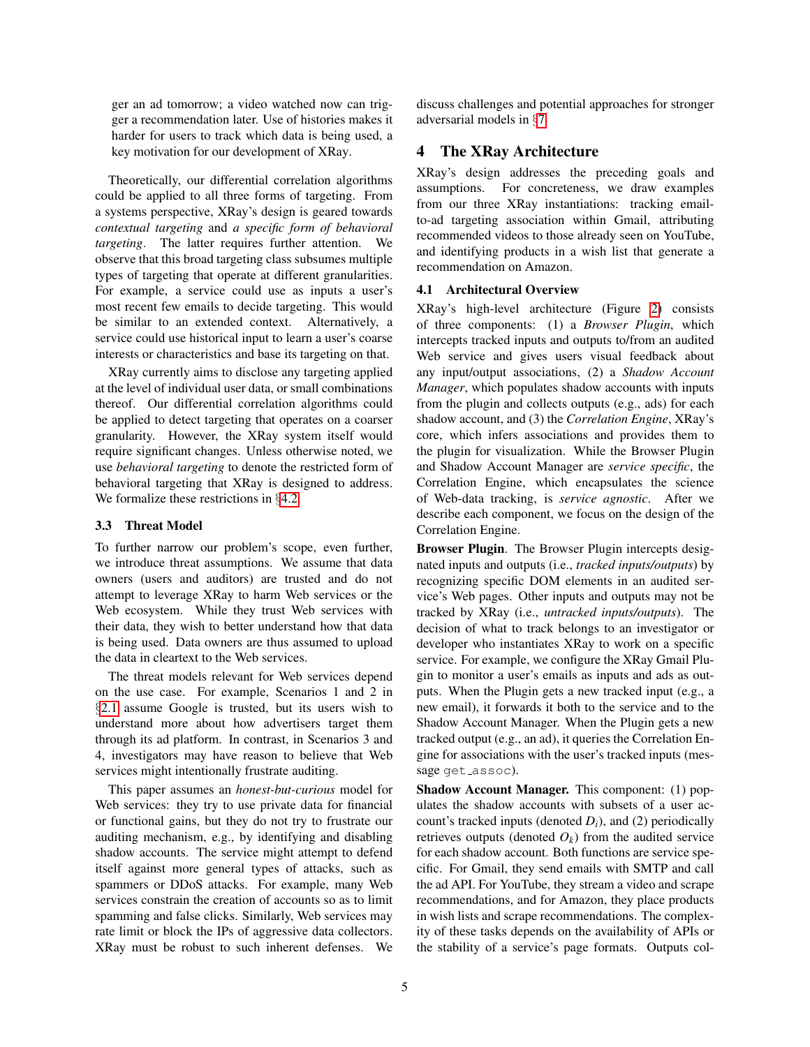ger an ad tomorrow; a video watched now can trigger a recommendation later. Use of histories makes it harder for users to track which data is being used, a key motivation for our development of XRay.

Theoretically, our differential correlation algorithms could be applied to all three forms of targeting. From a systems perspective, XRay's design is geared towards *contextual targeting* and *a specific form of behavioral targeting*. The latter requires further attention. We observe that this broad targeting class subsumes multiple types of targeting that operate at different granularities. For example, a service could use as inputs a user's most recent few emails to decide targeting. This would be similar to an extended context. Alternatively, a service could use historical input to learn a user's coarse interests or characteristics and base its targeting on that.

XRay currently aims to disclose any targeting applied at the level of individual user data, or small combinations thereof. Our differential correlation algorithms could be applied to detect targeting that operates on a coarser granularity. However, the XRay system itself would require significant changes. Unless otherwise noted, we use *behavioral targeting* to denote the restricted form of behavioral targeting that XRay is designed to address. We formalize these restrictions in §4.2.

### 3.3 Threat Model

To further narrow our problem's scope, even further, we introduce threat assumptions. We assume that data owners (users and auditors) are trusted and do not attempt to leverage XRay to harm Web services or the Web ecosystem. While they trust Web services with their data, they wish to better understand how that data is being used. Data owners are thus assumed to upload the data in cleartext to the Web services.

The threat models relevant for Web services depend on the use case. For example, Scenarios 1 and 2 in §2.1 assume Google is trusted, but its users wish to understand more about how advertisers target them through its ad platform. In contrast, in Scenarios 3 and 4, investigators may have reason to believe that Web services might intentionally frustrate auditing.

This paper assumes an *honest-but-curious* model for Web services: they try to use private data for financial or functional gains, but they do not try to frustrate our auditing mechanism, e.g., by identifying and disabling shadow accounts. The service might attempt to defend itself against more general types of attacks, such as spammers or DDoS attacks. For example, many Web services constrain the creation of accounts so as to limit spamming and false clicks. Similarly, Web services may rate limit or block the IPs of aggressive data collectors. XRay must be robust to such inherent defenses. We discuss challenges and potential approaches for stronger adversarial models in §7.

## 4 The XRay Architecture

XRay's design addresses the preceding goals and assumptions. For concreteness, we draw examples from our three XRay instantiations: tracking email-to-ad targeting association within Gmail, attributing recommended videos to those already seen on YouTube, and identifying products in a wish list that generate a recommendation on Amazon.

### 4.1 Architectural Overview

XRay's high-level architecture (Figure 2) consists of three components: (1) a *Browser Plugin*, which intercepts tracked inputs and outputs to/from an audited Web service and gives users visual feedback about any input/output associations, (2) a *Shadow Account Manager*, which populates shadow accounts with inputs from the plugin and collects outputs (e.g., ads) for each shadow account, and (3) the *Correlation Engine*, XRay's core, which infers associations and provides them to the plugin for visualization. While the Browser Plugin and Shadow Account Manager are *service specific*, the Correlation Engine, which encapsulates the science of Web-data tracking, is *service agnostic*. After we describe each component, we focus on the design of the Correlation Engine.

**Browser Plugin**. The Browser Plugin intercepts designated inputs and outputs (i.e., *tracked inputs/outputs*) by recognizing specific DOM elements in an audited service's Web pages. Other inputs and outputs may not be tracked by XRay (i.e., *untracked inputs/outputs*). The decision of what to track belongs to an investigator or developer who instantiates XRay to work on a specific service. For example, we configure the XRay Gmail Plugin to monitor a user's emails as inputs and ads as outputs. When the Plugin gets a new tracked input (e.g., a new email), it forwards it both to the service and to the Shadow Account Manager. When the Plugin gets a new tracked output (e.g., an ad), it queries the Correlation Engine for associations with the user's tracked inputs (message `get_assoc`).

**Shadow Account Manager.** This component: (1) populates the shadow accounts with subsets of a user account's tracked inputs (denoted $D_i$), and (2) periodically retrieves outputs (denoted $O_k$) from the audited service for each shadow account. Both functions are service specific. For Gmail, they send emails with SMTP and call the ad API. For YouTube, they stream a video and scrape recommendations, and for Amazon, they place products in wish lists and scrape recommendations. The complexity of these tasks depends on the availability of APIs or the stability of a service's page formats. Outputs col-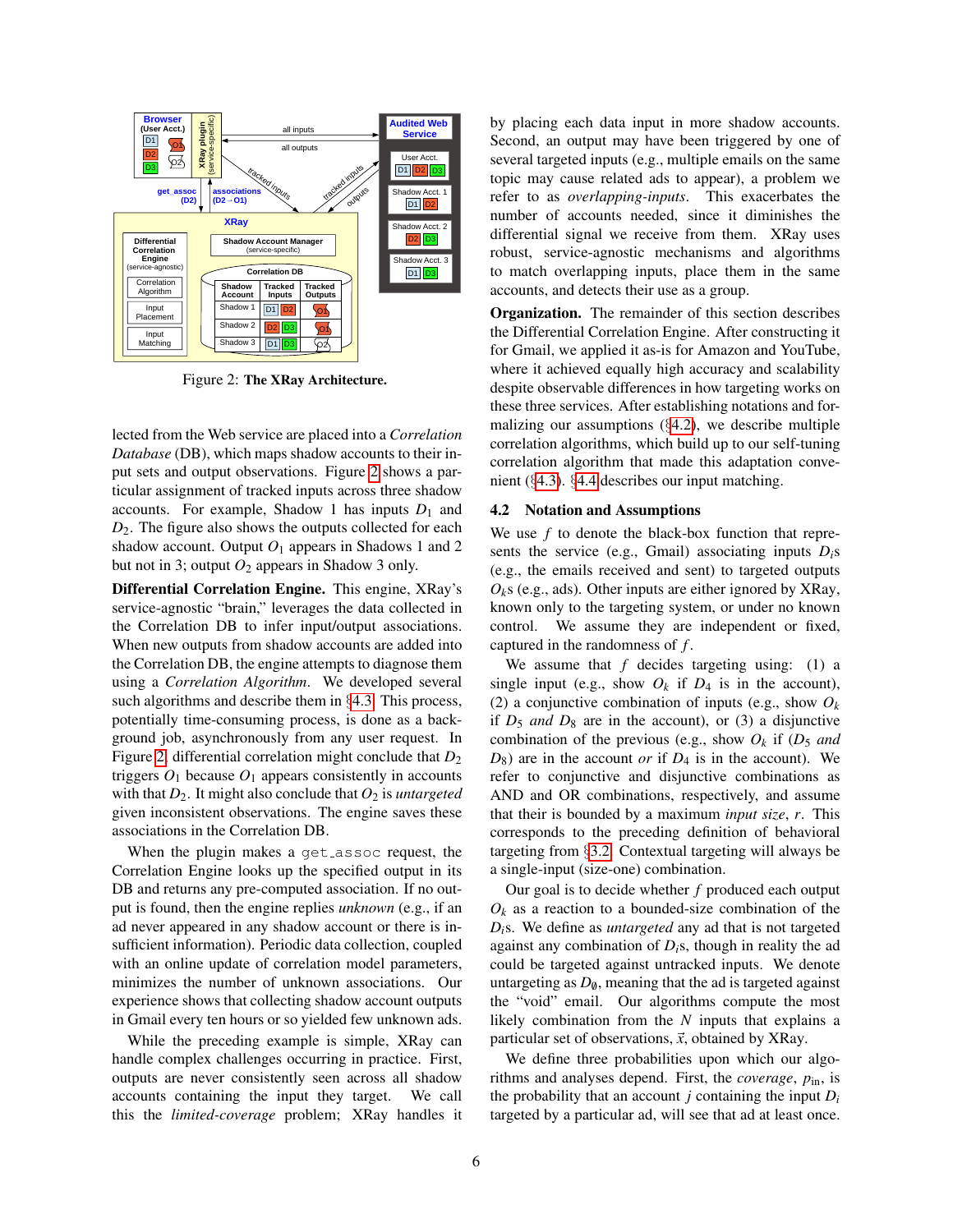Figure 2: **The XRay Architecture.**

lected from the Web service are placed into a *Correlation Database* (DB), which maps shadow accounts to their input sets and output observations. Figure 2 shows a particular assignment of tracked inputs across three shadow accounts. For example, Shadow 1 has inputs $D_1$ and $D_2$. The figure also shows the outputs collected for each shadow account. Output $O_1$ appears in Shadows 1 and 2 but not in 3; output $O_2$ appears in Shadow 3 only.

**Differential Correlation Engine.** This engine, XRay's service-agnostic "brain," leverages the data collected in the Correlation DB to infer input/output associations. When new outputs from shadow accounts are added into the Correlation DB, the engine attempts to diagnose them using a *Correlation Algorithm*. We developed several such algorithms and describe them in §4.3. This process, potentially time-consuming process, is done as a background job, asynchronously from any user request. In Figure 2, differential correlation might conclude that $D_2$ triggers $O_1$ because $O_1$ appears consistently in accounts with that $D_2$. It might also conclude that $O_2$ is *untargeted* given inconsistent observations. The engine saves these associations in the Correlation DB.

When the plugin makes a `get_assoc` request, the Correlation Engine looks up the specified output in its DB and returns any pre-computed association. If no output is found, then the engine replies *unknown* (e.g., if an ad never appeared in any shadow account or there is insufficient information). Periodic data collection, coupled with an online update of correlation model parameters, minimizes the number of unknown associations. Our experience shows that collecting shadow account outputs in Gmail every ten hours or so yielded few unknown ads.

While the preceding example is simple, XRay can handle complex challenges occurring in practice. First, outputs are never consistently seen across all shadow accounts containing the input they target. We call this the *limited-coverage* problem; XRay handles it by placing each data input in more shadow accounts. Second, an output may have been triggered by one of several targeted inputs (e.g., multiple emails on the same topic may cause related ads to appear), a problem we refer to as *overlapping-inputs*. This exacerbates the number of accounts needed, since it diminishes the differential signal we receive from them. XRay uses robust, service-agnostic mechanisms and algorithms to match overlapping inputs, place them in the same accounts, and detects their use as a group.

**Organization.** The remainder of this section describes the Differential Correlation Engine. After constructing it for Gmail, we applied it as-is for Amazon and YouTube, where it achieved equally high accuracy and scalability despite observable differences in how targeting works on these three services. After establishing notations and formalizing our assumptions (§4.2), we describe multiple correlation algorithms, which build up to our self-tuning correlation algorithm that made this adaptation convenient (§4.3). §4.4 describes our input matching.

## 4.2 Notation and Assumptions

We use $f$ to denote the black-box function that represents the service (e.g., Gmail) associating inputs $D_i$s (e.g., the emails received and sent) to targeted outputs $O_k$s (e.g., ads). Other inputs are either ignored by XRay, known only to the targeting system, or under no known control. We assume they are independent or fixed, captured in the randomness of $f$.

We assume that $f$ decides targeting using: (1) a single input (e.g., show $O_k$ if $D_4$ is in the account), (2) a conjunctive combination of inputs (e.g., show $O_k$ if $D_5$ *and* $D_8$ are in the account), or (3) a disjunctive combination of the previous (e.g., show $O_k$ if ($D_5$ *and* $D_8$) are in the account *or* if $D_4$ is in the account). We refer to conjunctive and disjunctive combinations as AND and OR combinations, respectively, and assume that their is bounded by a maximum *input size*, $r$. This corresponds to the preceding definition of behavioral targeting from §3.2. Contextual targeting will always be a single-input (size-one) combination.

Our goal is to decide whether $f$ produced each output $O_k$ as a reaction to a bounded-size combination of the $D_i$s. We define as *untargeted* any ad that is not targeted against any combination of $D_i$s, though in reality the ad could be targeted against untracked inputs. We denote untargeting as $D_\emptyset$, meaning that the ad is targeted against the "void" email. Our algorithms compute the most likely combination from the $N$ inputs that explains a particular set of observations, $\vec{x}$, obtained by XRay.

We define three probabilities upon which our algorithms and analyses depend. First, the *coverage*, $p_{\text{in}}$, is the probability that an account $j$ containing the input $D_i$ targeted by a particular ad, will see that ad at least once.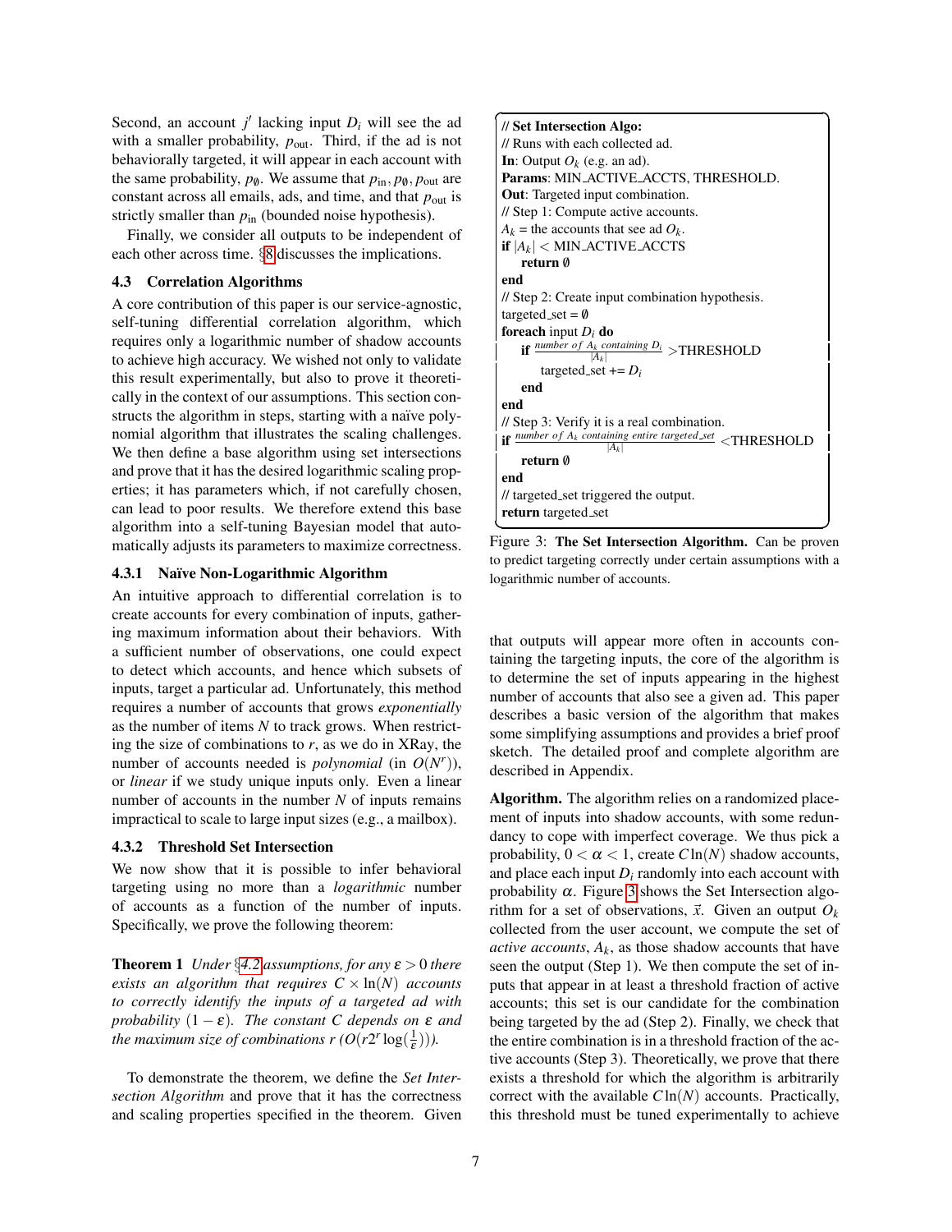Second, an account $j'$ lacking input $D_i$ will see the ad with a smaller probability, $p_{\text{out}}$. Third, if the ad is not behaviorally targeted, it will appear in each account with the same probability, $p_{\emptyset}$. We assume that $p_{\text{in}}, p_{\emptyset}, p_{\text{out}}$ are constant across all emails, ads, and time, and that $p_{\text{out}}$ is strictly smaller than $p_{\text{in}}$ (bounded noise hypothesis).

Finally, we consider all outputs to be independent of each other across time. §8 discusses the implications.

### 4.3 Correlation Algorithms

A core contribution of this paper is our service-agnostic, self-tuning differential correlation algorithm, which requires only a logarithmic number of shadow accounts to achieve high accuracy. We wished not only to validate this result experimentally, but also to prove it theoretically in the context of our assumptions. This section constructs the algorithm in steps, starting with a naïve polynomial algorithm that illustrates the scaling challenges. We then define a base algorithm using set intersections and prove that it has the desired logarithmic scaling properties; it has parameters which, if not carefully chosen, can lead to poor results. We therefore extend this base algorithm into a self-tuning Bayesian model that automatically adjusts its parameters to maximize correctness.

#### 4.3.1 Naïve Non-Logarithmic Algorithm

An intuitive approach to differential correlation is to create accounts for every combination of inputs, gathering maximum information about their behaviors. With a sufficient number of observations, one could expect to detect which accounts, and hence which subsets of inputs, target a particular ad. Unfortunately, this method requires a number of accounts that grows *exponentially* as the number of items $N$ to track grows. When restricting the size of combinations to $r$, as we do in XRay, the number of accounts needed is *polynomial* (in $O(N^r)$), or *linear* if we study unique inputs only. Even a linear number of accounts in the number $N$ of inputs remains impractical to scale to large input sizes (e.g., a mailbox).

#### 4.3.2 Threshold Set Intersection

We now show that it is possible to infer behavioral targeting using no more than a *logarithmic* number of accounts as a function of the number of inputs. Specifically, we prove the following theorem:

**Theorem 1** *Under §4.2 assumptions, for any $\varepsilon > 0$ there exists an algorithm that requires $C \times \ln(N)$ accounts to correctly identify the inputs of a targeted ad with probability $(1-\varepsilon)$. The constant $C$ depends on $\varepsilon$ and the maximum size of combinations $r$ ($O(r2^r \log(\frac{1}{\varepsilon}))$).*

To demonstrate the theorem, we define the *Set Intersection Algorithm* and prove that it has the correctness and scaling properties specified in the theorem. Given that outputs will appear more often in accounts containing the targeting inputs, the core of the algorithm is to determine the set of inputs appearing in the highest number of accounts that also see a given ad. This paper describes a basic version of the algorithm that makes some simplifying assumptions and provides a brief proof sketch. The detailed proof and complete algorithm are described in Appendix.

```
// Set Intersection Algo:
// Runs with each collected ad.
In: Output O_k (e.g. an ad).
Params: MIN_ACTIVE_ACCTS, THRESHOLD.
Out: Targeted input combination.
// Step 1: Compute active accounts.
A_k = the accounts that see ad O_k.
if |A_k| < MIN_ACTIVE_ACCTS
    return ∅
end
// Step 2: Create input combination hypothesis.
targeted_set = ∅
foreach input D_i do
    if (number of A_k containing D_i) / |A_k| > THRESHOLD
        targeted_set += D_i
    end
end
// Step 3: Verify it is a real combination.
if (number of A_k containing entire targeted_set) / |A_k| < THRESHOLD
    return ∅
end
// targeted_set triggered the output.
return targeted_set
```

Figure 3: **The Set Intersection Algorithm.** Can be proven to predict targeting correctly under certain assumptions with a logarithmic number of accounts.

**Algorithm.** The algorithm relies on a randomized placement of inputs into shadow accounts, with some redundancy to cope with imperfect coverage. We thus pick a probability, $0 < \alpha < 1$, create $C\ln(N)$ shadow accounts, and place each input $D_i$ randomly into each account with probability $\alpha$. Figure 3 shows the Set Intersection algorithm for a set of observations, $\vec{x}$. Given an output $O_k$ collected from the user account, we compute the set of *active accounts*, $A_k$, as those shadow accounts that have seen the output (Step 1). We then compute the set of inputs that appear in at least a threshold fraction of active accounts; this set is our candidate for the combination being targeted by the ad (Step 2). Finally, we check that the entire combination is in a threshold fraction of the active accounts (Step 3). Theoretically, we prove that there exists a threshold for which the algorithm is arbitrarily correct with the available $C\ln(N)$ accounts. Practically, this threshold must be tuned experimentally to achieve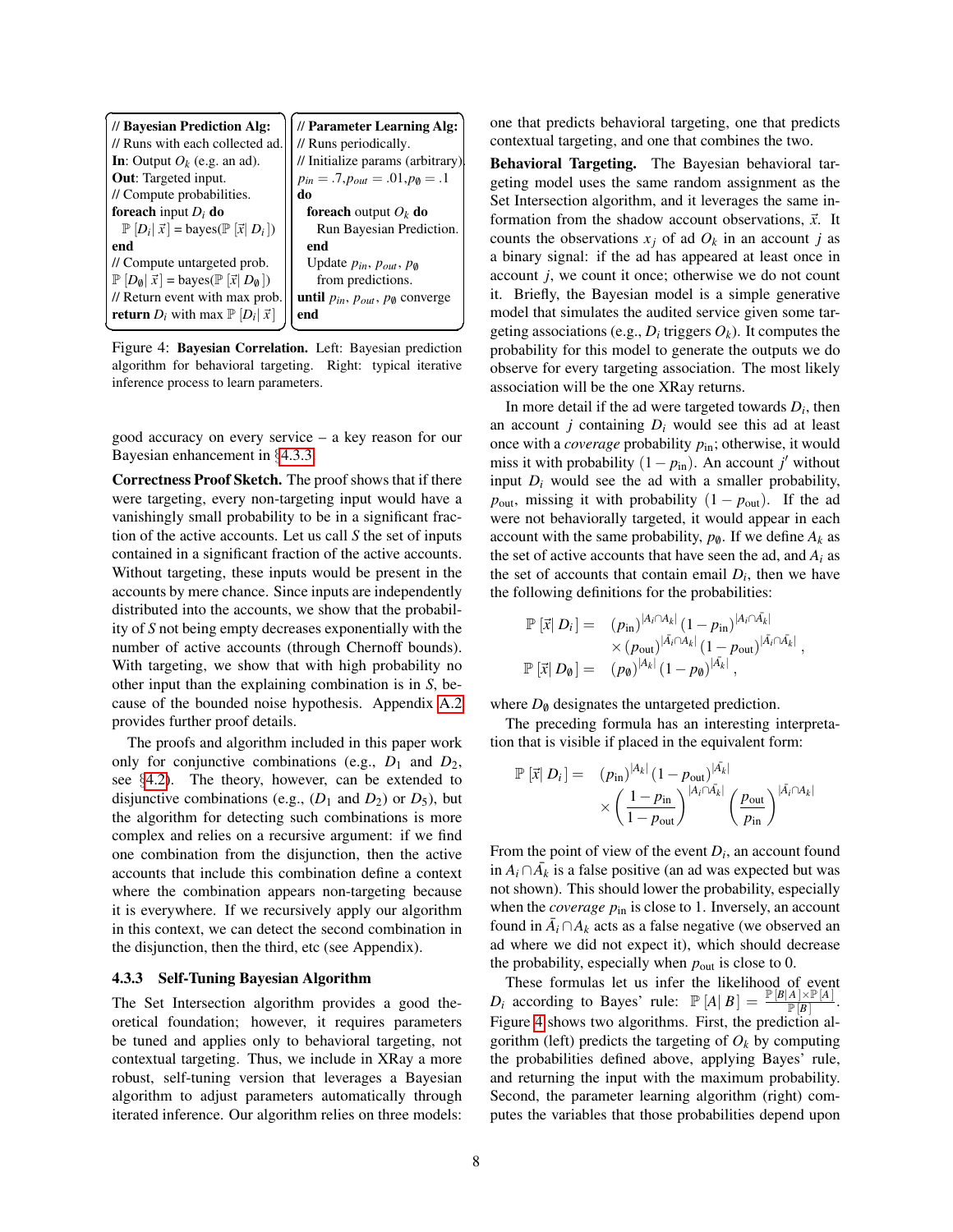```
// Bayesian Prediction Alg:
// Runs with each collected ad.
In: Output O_k (e.g. an ad).
Out: Targeted input.
// Compute probabilities.
foreach input D_i do
    P[D_i | x] = bayes(P[x | D_i])
end
// Compute untargeted prob.
P[D_∅ | x] = bayes(P[x | D_∅])
// Return event with max prob.
return D_i with max P[D_i | x]
```

```
// Parameter Learning Alg:
// Runs periodically.
// Initialize params (arbitrary)
p_in = .7, p_out = .01, p_∅ = .1
do
    foreach output O_k do
        Run Bayesian Prediction.
    end
    Update p_in, p_out, p_∅
        from predictions.
until p_in, p_out, p_∅ converge
end
```

Figure 4: **Bayesian Correlation.** Left: Bayesian prediction algorithm for behavioral targeting. Right: typical iterative inference process to learn parameters.

good accuracy on every service – a key reason for our Bayesian enhancement in §4.3.3.

**Correctness Proof Sketch.** The proof shows that if there were targeting, every non-targeting input would have a vanishingly small probability to be in a significant fraction of the active accounts. Let us call $S$ the set of inputs contained in a significant fraction of the active accounts. Without targeting, these inputs would be present in the accounts by mere chance. Since inputs are independently distributed into the accounts, we show that the probability of $S$ not being empty decreases exponentially with the number of active accounts (through Chernoff bounds). With targeting, we show that with high probability no other input than the explaining combination is in $S$, because of the bounded noise hypothesis. Appendix A.2 provides further proof details.

The proofs and algorithm included in this paper work only for conjunctive combinations (e.g., $D_1$ and $D_2$, see §4.2). The theory, however, can be extended to disjunctive combinations (e.g., ($D_1$ and $D_2$) or $D_5$), but the algorithm for detecting such combinations is more complex and relies on a recursive argument: if we find one combination from the disjunction, then the active accounts that include this combination define a context where the combination appears non-targeting because it is everywhere. If we recursively apply our algorithm in this context, we can detect the second combination in the disjunction, then the third, etc (see Appendix).

### 4.3.3 Self-Tuning Bayesian Algorithm

The Set Intersection algorithm provides a good theoretical foundation; however, it requires parameters be tuned and applies only to behavioral targeting, not contextual targeting. Thus, we include in XRay a more robust, self-tuning version that leverages a Bayesian algorithm to adjust parameters automatically through iterated inference. Our algorithm relies on three models: one that predicts behavioral targeting, one that predicts contextual targeting, and one that combines the two.

**Behavioral Targeting.** The Bayesian behavioral targeting model uses the same random assignment as the Set Intersection algorithm, and it leverages the same information from the shadow account observations, $\vec{x}$. It counts the observations $x_j$ of ad $O_k$ in an account $j$ as a binary signal: if the ad has appeared at least once in account $j$, we count it once; otherwise we do not count it. Briefly, the Bayesian model is a simple generative model that simulates the audited service given some targeting associations (e.g., $D_i$ triggers $O_k$). It computes the probability for this model to generate the outputs we do observe for every targeting association. The most likely association will be the one XRay returns.

In more detail if the ad were targeted towards $D_i$, then an account $j$ containing $D_i$ would see this ad at least once with a *coverage* probability $p_{\text{in}}$; otherwise, it would miss it with probability $(1-p_{\text{in}})$. An account $j'$ without input $D_i$ would see the ad with a smaller probability, $p_{\text{out}}$, missing it with probability $(1-p_{\text{out}})$. If the ad were not behaviorally targeted, it would appear in each account with the same probability, $p_{\emptyset}$. If we define $A_k$ as the set of active accounts that have seen the ad, and $A_i$ as the set of accounts that contain email $D_i$, then we have the following definitions for the probabilities:

$$
\begin{aligned}
\mathbb{P}\left[\vec{x}\,|\,D_i\right] = \;& (p_{\text{in}})^{|A_i \cap A_k|}\,(1-p_{\text{in}})^{|A_i \cap \bar{A_k}|} \\
& \times (p_{\text{out}})^{|\bar{A_i} \cap A_k|}\,(1-p_{\text{out}})^{|\bar{A_i} \cap \bar{A_k}|}, \\
\mathbb{P}\left[\vec{x}\,|\,D_{\emptyset}\right] = \;& (p_{\emptyset})^{|A_k|}\,(1-p_{\emptyset})^{|\bar{A_k}|},
\end{aligned}
$$

where $D_{\emptyset}$ designates the untargeted prediction.

The preceding formula has an interesting interpretation that is visible if placed in the equivalent form:

$$
\begin{aligned}
\mathbb{P}\left[\vec{x}\,|\,D_i\right] = \;& (p_{\text{in}})^{|A_k|}\,(1-p_{\text{out}})^{|\bar{A_k}|} \\
& \times \left(\frac{1-p_{\text{in}}}{1-p_{\text{out}}}\right)^{|A_i \cap \bar{A_k}|} \left(\frac{p_{\text{out}}}{p_{\text{in}}}\right)^{|\bar{A_i} \cap A_k|}
\end{aligned}
$$

From the point of view of the event $D_i$, an account found in $A_i \cap \bar{A_k}$ is a false positive (an ad was expected but was not shown). This should lower the probability, especially when the *coverage* $p_{\text{in}}$ is close to 1. Inversely, an account found in $\bar{A_i} \cap A_k$ acts as a false negative (we observed an ad where we did not expect it), which should decrease the probability, especially when $p_{\text{out}}$ is close to 0.

These formulas let us infer the likelihood of event $D_i$ according to Bayes' rule: $\mathbb{P}\left[A\,|\,B\right] = \frac{\mathbb{P}[B|A] \times \mathbb{P}[A]}{\mathbb{P}[B]}$. Figure 4 shows two algorithms. First, the prediction algorithm (left) predicts the targeting of $O_k$ by computing the probabilities defined above, applying Bayes' rule, and returning the input with the maximum probability. Second, the parameter learning algorithm (right) computes the variables that those probabilities depend upon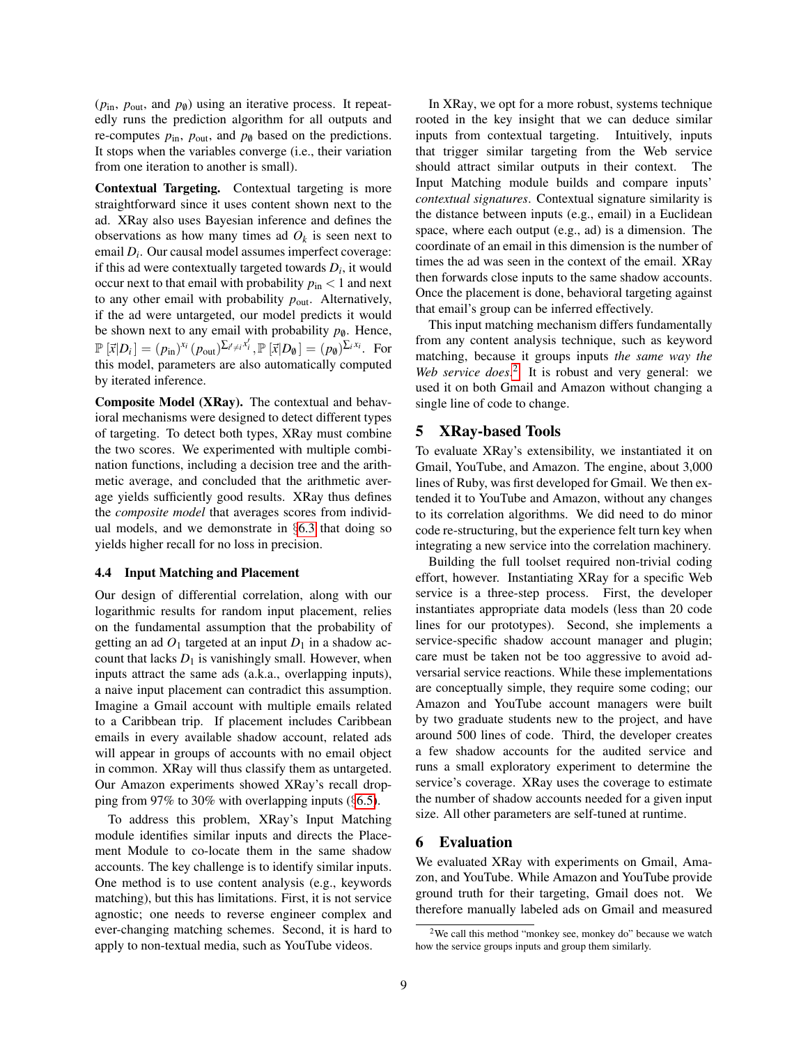($p_{\text{in}}$, $p_{\text{out}}$, and $p_{\emptyset}$) using an iterative process. It repeatedly runs the prediction algorithm for all outputs and re-computes $p_{\text{in}}$, $p_{\text{out}}$, and $p_{\emptyset}$ based on the predictions. It stops when the variables converge (i.e., their variation from one iteration to another is small).

**Contextual Targeting.** Contextual targeting is more straightforward since it uses content shown next to the ad. XRay also uses Bayesian inference and defines the observations as how many times ad $O_k$ is seen next to email $D_i$. Our causal model assumes imperfect coverage: if this ad were contextually targeted towards $D_i$, it would occur next to that email with probability $p_{\text{in}} < 1$ and next to any other email with probability $p_{\text{out}}$. Alternatively, if the ad were untargeted, our model predicts it would be shown next to any email with probability $p_{\emptyset}$. Hence, $\mathbb{P}[\vec{x}|D_i] = (p_{\text{in}})^{x_i}(p_{\text{out}})^{\sum_{i' \neq i} x'_i}, \mathbb{P}[\vec{x}|D_{\emptyset}] = (p_{\emptyset})^{\sum_i x_i}$. For this model, parameters are also automatically computed by iterated inference.

**Composite Model (XRay).** The contextual and behavioral mechanisms were designed to detect different types of targeting. To detect both types, XRay must combine the two scores. We experimented with multiple combination functions, including a decision tree and the arithmetic average, and concluded that the arithmetic average yields sufficiently good results. XRay thus defines the *composite model* that averages scores from individual models, and we demonstrate in §6.3 that doing so yields higher recall for no loss in precision.

### 4.4 Input Matching and Placement

Our design of differential correlation, along with our logarithmic results for random input placement, relies on the fundamental assumption that the probability of getting an ad $O_1$ targeted at an input $D_1$ in a shadow account that lacks $D_1$ is vanishingly small. However, when inputs attract the same ads (a.k.a., overlapping inputs), a naive input placement can contradict this assumption. Imagine a Gmail account with multiple emails related to a Caribbean trip. If placement includes Caribbean emails in every available shadow account, related ads will appear in groups of accounts with no email object in common. XRay will thus classify them as untargeted. Our Amazon experiments showed XRay's recall dropping from 97% to 30% with overlapping inputs (§6.5).

To address this problem, XRay's Input Matching module identifies similar inputs and directs the Placement Module to co-locate them in the same shadow accounts. The key challenge is to identify similar inputs. One method is to use content analysis (e.g., keywords matching), but this has limitations. First, it is not service agnostic; one needs to reverse engineer complex and ever-changing matching schemes. Second, it is hard to apply to non-textual media, such as YouTube videos.

In XRay, we opt for a more robust, systems technique rooted in the key insight that we can deduce similar inputs from contextual targeting. Intuitively, inputs that trigger similar targeting from the Web service should attract similar outputs in their context. The Input Matching module builds and compare inputs' *contextual signatures*. Contextual signature similarity is the distance between inputs (e.g., email) in a Euclidean space, where each output (e.g., ad) is a dimension. The coordinate of an email in this dimension is the number of times the ad was seen in the context of the email. XRay then forwards close inputs to the same shadow accounts. Once the placement is done, behavioral targeting against that email's group can be inferred effectively.

This input matching mechanism differs fundamentally from any content analysis technique, such as keyword matching, because it groups inputs *the same way the Web service does*.[2] It is robust and very general: we used it on both Gmail and Amazon without changing a single line of code to change.

## 5 XRay-based Tools

To evaluate XRay's extensibility, we instantiated it on Gmail, YouTube, and Amazon. The engine, about 3,000 lines of Ruby, was first developed for Gmail. We then extended it to YouTube and Amazon, without any changes to its correlation algorithms. We did need to do minor code re-structuring, but the experience felt turn key when integrating a new service into the correlation machinery.

Building the full toolset required non-trivial coding effort, however. Instantiating XRay for a specific Web service is a three-step process. First, the developer instantiates appropriate data models (less than 20 code lines for our prototypes). Second, she implements a service-specific shadow account manager and plugin; care must be taken not be too aggressive to avoid adversarial service reactions. While these implementations are conceptually simple, they require some coding; our Amazon and YouTube account managers were built by two graduate students new to the project, and have around 500 lines of code. Third, the developer creates a few shadow accounts for the audited service and runs a small exploratory experiment to determine the service's coverage. XRay uses the coverage to estimate the number of shadow accounts needed for a given input size. All other parameters are self-tuned at runtime.

## 6 Evaluation

We evaluated XRay with experiments on Gmail, Amazon, and YouTube. While Amazon and YouTube provide ground truth for their targeting, Gmail does not. We therefore manually labeled ads on Gmail and measured

[2] We call this method "monkey see, monkey do" because we watch how the service groups inputs and group them similarly.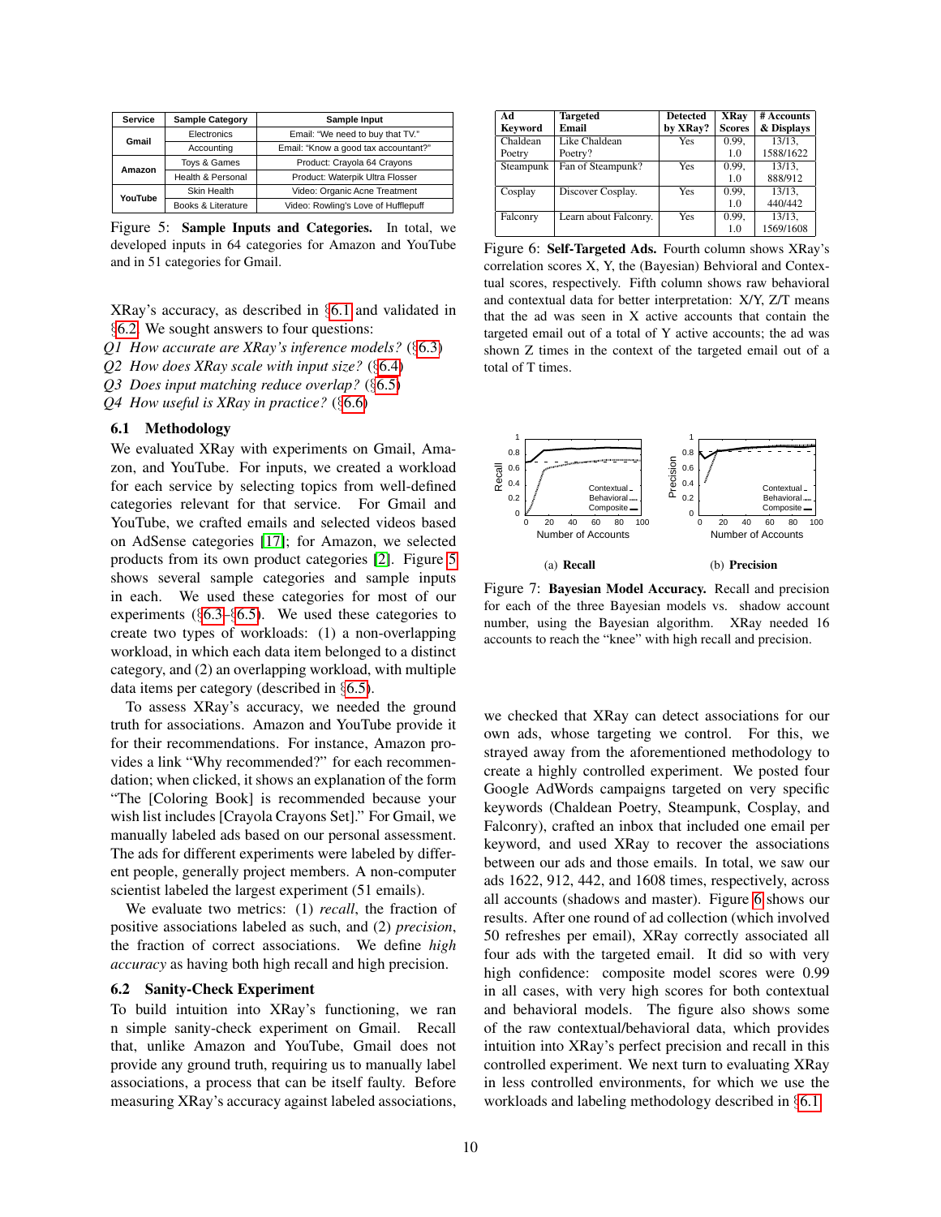| Service | Sample Category | Sample Input |
|---|---|---|
| Gmail | Electronics | Email: "We need to buy that TV." |
| | Accounting | Email: "Know a good tax accountant?" |
| Amazon | Toys & Games | Product: Crayola 64 Crayons |
| | Health & Personal | Product: Waterpik Ultra Flosser |
| YouTube | Skin Health | Video: Organic Acne Treatment |
| | Books & Literature | Video: Rowling's Love of Hufflepuff |

Figure 5: **Sample Inputs and Categories.** In total, we developed inputs in 64 categories for Amazon and YouTube and in 51 categories for Gmail.

XRay's accuracy, as described in §6.1 and validated in §6.2. We sought answers to four questions:

*Q1 How accurate are XRay's inference models?* (§6.3)
*Q2 How does XRay scale with input size?* (§6.4)
*Q3 Does input matching reduce overlap?* (§6.5)
*Q4 How useful is XRay in practice?* (§6.6)

### 6.1 Methodology

We evaluated XRay with experiments on Gmail, Amazon, and YouTube. For inputs, we created a workload for each service by selecting topics from well-defined categories relevant for that service. For Gmail and YouTube, we crafted emails and selected videos based on AdSense categories [17]; for Amazon, we selected products from its own product categories [2]. Figure 5 shows several sample categories and sample inputs in each. We used these categories for most of our experiments (§6.3–§6.5). We used these categories to create two types of workloads: (1) a non-overlapping workload, in which each data item belonged to a distinct category, and (2) an overlapping workload, with multiple data items per category (described in §6.5).

To assess XRay's accuracy, we needed the ground truth for associations. Amazon and YouTube provide it for their recommendations. For instance, Amazon provides a link "Why recommended?" for each recommendation; when clicked, it shows an explanation of the form "The [Coloring Book] is recommended because your wish list includes [Crayola Crayons Set]." For Gmail, we manually labeled ads based on our personal assessment. The ads for different experiments were labeled by different people, generally project members. A non-computer scientist labeled the largest experiment (51 emails).

We evaluate two metrics: (1) *recall*, the fraction of positive associations labeled as such, and (2) *precision*, the fraction of correct associations. We define *high accuracy* as having both high recall and high precision.

### 6.2 Sanity-Check Experiment

To build intuition into XRay's functioning, we ran n simple sanity-check experiment on Gmail. Recall that, unlike Amazon and YouTube, Gmail does not provide any ground truth, requiring us to manually label associations, a process that can be itself faulty. Before measuring XRay's accuracy against labeled associations, we checked that XRay can detect associations for our own ads, whose targeting we control. For this, we strayed away from the aforementioned methodology to create a highly controlled experiment. We posted four Google AdWords campaigns targeted on very specific keywords (Chaldean Poetry, Steampunk, Cosplay, and Falconry), crafted an inbox that included one email per keyword, and used XRay to recover the associations between our ads and those emails. In total, we saw our ads 1622, 912, 442, and 1608 times, respectively, across all accounts (shadows and master). Figure 6 shows our results. After one round of ad collection (which involved 50 refreshes per email), XRay correctly associated all four ads with the targeted email. It did so with very high confidence: composite model scores were 0.99 in all cases, with very high scores for both contextual and behavioral models. The figure also shows some of the raw contextual/behavioral data, which provides intuition into XRay's perfect precision and recall in this controlled experiment. We next turn to evaluating XRay in less controlled environments, for which we use the workloads and labeling methodology described in §6.1.

| Ad Keyword | Targeted Email | Detected by XRay? | XRay Scores | # Accounts & Displays |
|---|---|---|---|---|
| Chaldean Poetry | Like Chaldean Poetry? | Yes | 0.99, 1.0 | 13/13, 1588/1622 |
| Steampunk | Fan of Steampunk? | Yes | 0.99, 1.0 | 13/13, 888/912 |
| Cosplay | Discover Cosplay. | Yes | 0.99, 1.0 | 13/13, 440/442 |
| Falconry | Learn about Falconry. | Yes | 0.99, 1.0 | 13/13, 1569/1608 |

Figure 6: **Self-Targeted Ads.** Fourth column shows XRay's correlation scores X, Y, the (Bayesian) Behavioral and Contextual scores, respectively. Fifth column shows raw behavioral and contextual data for better interpretation: X/Y, Z/T means that the ad was seen in X active accounts that contain the targeted email out of a total of Y active accounts; the ad was shown Z times in the context of the targeted email out of a total of T times.

(a) **Recall** (b) **Precision**

Figure 7: **Bayesian Model Accuracy.** Recall and precision for each of the three Bayesian models vs. shadow account number, using the Bayesian algorithm. XRay needed 16 accounts to reach the "knee" with high recall and precision.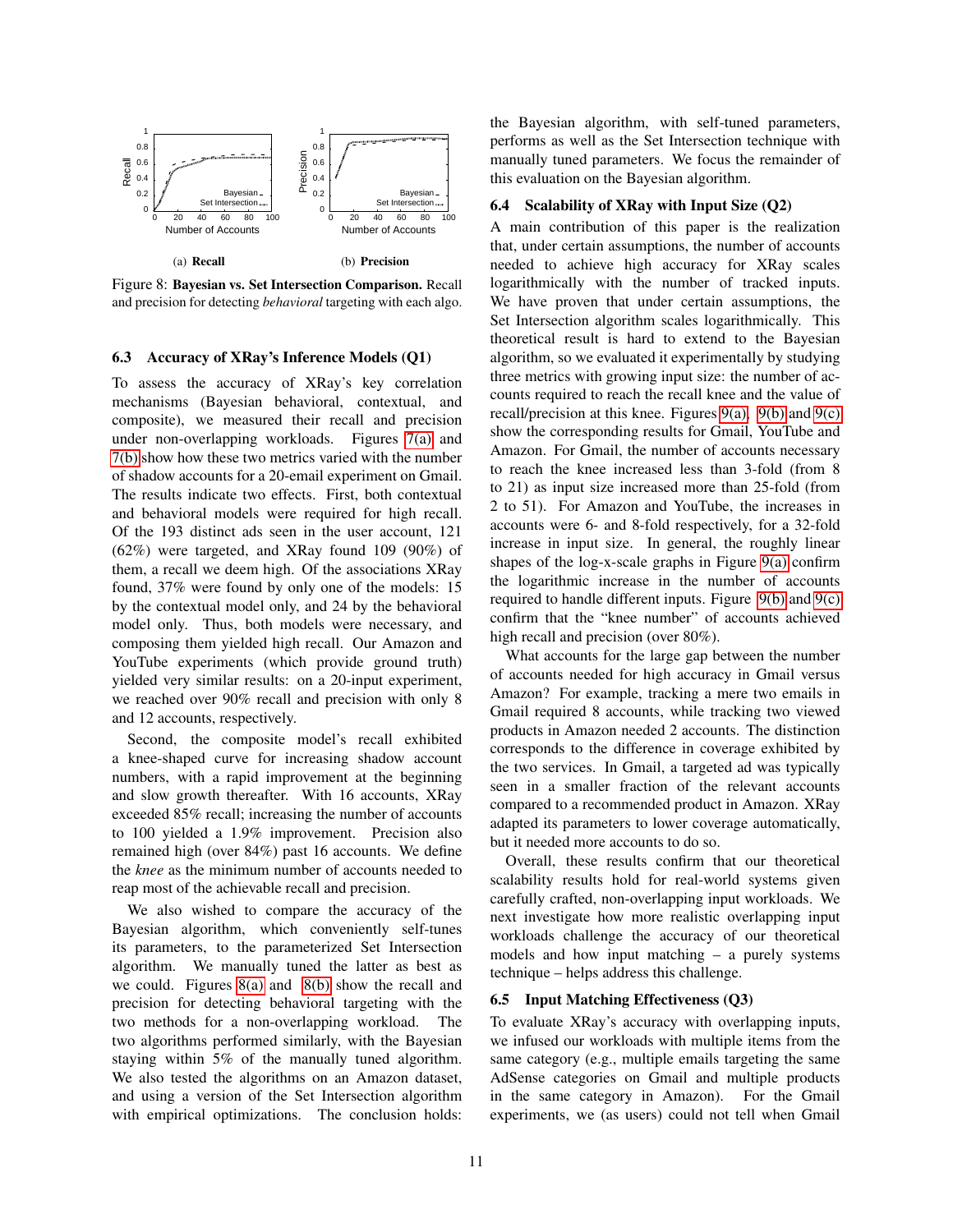(a) **Recall**

(b) **Precision**

Figure 8: **Bayesian vs. Set Intersection Comparison.** Recall and precision for detecting *behavioral* targeting with each algo.

### 6.3 Accuracy of XRay's Inference Models (Q1)

To assess the accuracy of XRay's key correlation mechanisms (Bayesian behavioral, contextual, and composite), we measured their recall and precision under non-overlapping workloads. Figures 7(a) and 7(b) show how these two metrics varied with the number of shadow accounts for a 20-email experiment on Gmail. The results indicate two effects. First, both contextual and behavioral models were required for high recall. Of the 193 distinct ads seen in the user account, 121 (62%) were targeted, and XRay found 109 (90%) of them, a recall we deem high. Of the associations XRay found, 37% were found by only one of the models: 15 by the contextual model only, and 24 by the behavioral model only. Thus, both models were necessary, and composing them yielded high recall. Our Amazon and YouTube experiments (which provide ground truth) yielded very similar results: on a 20-input experiment, we reached over 90% recall and precision with only 8 and 12 accounts, respectively.

Second, the composite model's recall exhibited a knee-shaped curve for increasing shadow account numbers, with a rapid improvement at the beginning and slow growth thereafter. With 16 accounts, XRay exceeded 85% recall; increasing the number of accounts to 100 yielded a 1.9% improvement. Precision also remained high (over 84%) past 16 accounts. We define the *knee* as the minimum number of accounts needed to reap most of the achievable recall and precision.

We also wished to compare the accuracy of the Bayesian algorithm, which conveniently self-tunes its parameters, to the parameterized Set Intersection algorithm. We manually tuned the latter as best as we could. Figures 8(a) and 8(b) show the recall and precision for detecting behavioral targeting with the two methods for a non-overlapping workload. The two algorithms performed similarly, with the Bayesian staying within 5% of the manually tuned algorithm. We also tested the algorithms on an Amazon dataset, and using a version of the Set Intersection algorithm with empirical optimizations. The conclusion holds: the Bayesian algorithm, with self-tuned parameters, performs as well as the Set Intersection technique with manually tuned parameters. We focus the remainder of this evaluation on the Bayesian algorithm.

### 6.4 Scalability of XRay with Input Size (Q2)

A main contribution of this paper is the realization that, under certain assumptions, the number of accounts needed to achieve high accuracy for XRay scales logarithmically with the number of tracked inputs. We have proven that under certain assumptions, the Set Intersection algorithm scales logarithmically. This theoretical result is hard to extend to the Bayesian algorithm, so we evaluated it experimentally by studying three metrics with growing input size: the number of accounts required to reach the recall knee and the value of recall/precision at this knee. Figures 9(a), 9(b) and 9(c) show the corresponding results for Gmail, YouTube and Amazon. For Gmail, the number of accounts necessary to reach the knee increased less than 3-fold (from 8 to 21) as input size increased more than 25-fold (from 2 to 51). For Amazon and YouTube, the increases in accounts were 6- and 8-fold respectively, for a 32-fold increase in input size. In general, the roughly linear shapes of the log-x-scale graphs in Figure 9(a) confirm the logarithmic increase in the number of accounts required to handle different inputs. Figure 9(b) and 9(c) confirm that the "knee number" of accounts achieved high recall and precision (over 80%).

What accounts for the large gap between the number of accounts needed for high accuracy in Gmail versus Amazon? For example, tracking a mere two emails in Gmail required 8 accounts, while tracking two viewed products in Amazon needed 2 accounts. The distinction corresponds to the difference in coverage exhibited by the two services. In Gmail, a targeted ad was typically seen in a smaller fraction of the relevant accounts compared to a recommended product in Amazon. XRay adapted its parameters to lower coverage automatically, but it needed more accounts to do so.

Overall, these results confirm that our theoretical scalability results hold for real-world systems given carefully crafted, non-overlapping input workloads. We next investigate how more realistic overlapping input workloads challenge the accuracy of our theoretical models and how input matching – a purely systems technique – helps address this challenge.

### 6.5 Input Matching Effectiveness (Q3)

To evaluate XRay's accuracy with overlapping inputs, we infused our workloads with multiple items from the same category (e.g., multiple emails targeting the same AdSense categories on Gmail and multiple products in the same category in Amazon). For the Gmail experiments, we (as users) could not tell when Gmail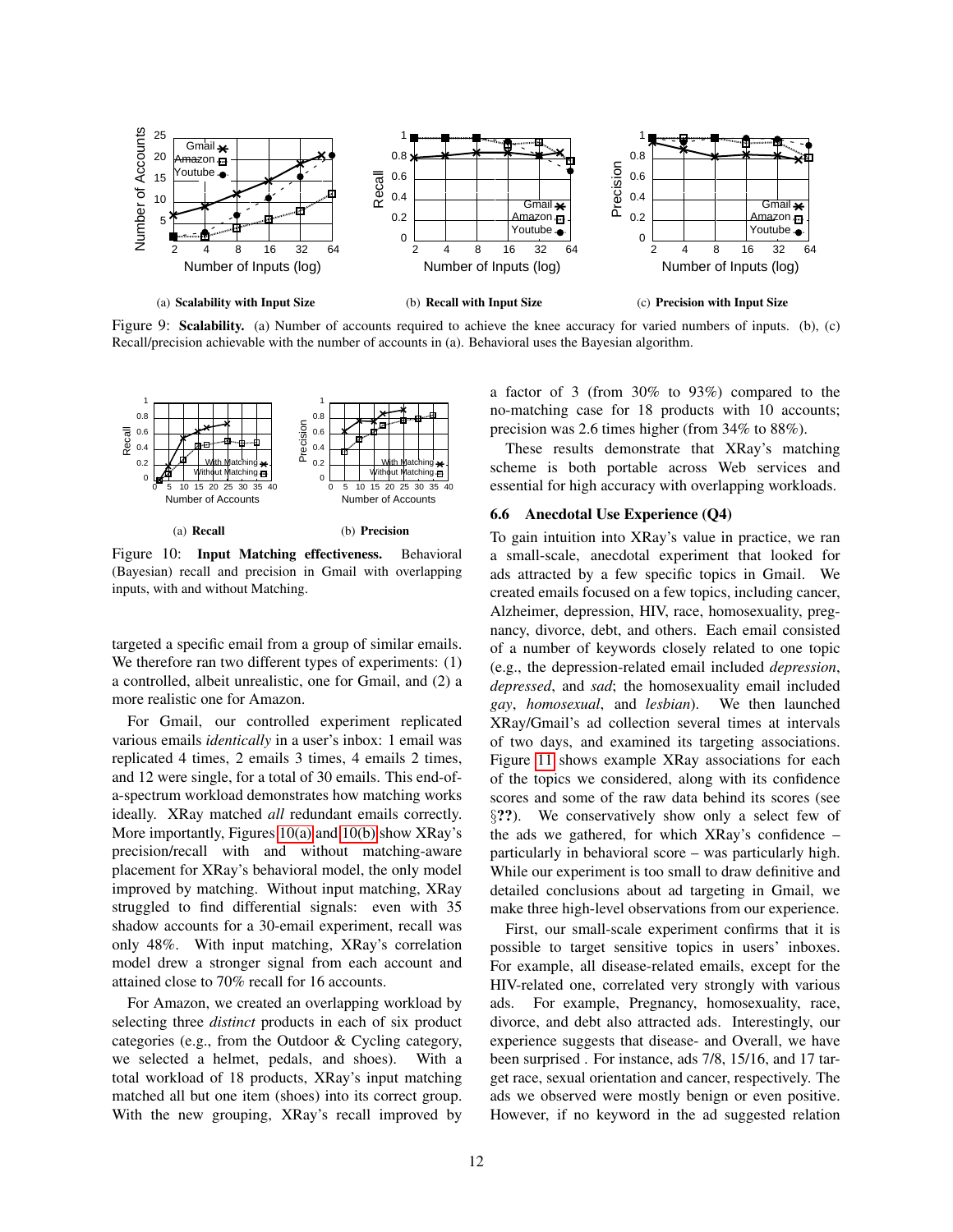(a) **Scalability with Input Size**

(b) **Recall with Input Size**

(c) **Precision with Input Size**

Figure 9: **Scalability.** (a) Number of accounts required to achieve the knee accuracy for varied numbers of inputs. (b), (c) Recall/precision achievable with the number of accounts in (a). Behavioral uses the Bayesian algorithm.

(a) **Recall**

(b) **Precision**

Figure 10: **Input Matching effectiveness.** Behavioral (Bayesian) recall and precision in Gmail with overlapping inputs, with and without Matching.

targeted a specific email from a group of similar emails. We therefore ran two different types of experiments: (1) a controlled, albeit unrealistic, one for Gmail, and (2) a more realistic one for Amazon.

For Gmail, our controlled experiment replicated various emails *identically* in a user's inbox: 1 email was replicated 4 times, 2 emails 3 times, 4 emails 2 times, and 12 were single, for a total of 30 emails. This end-of-a-spectrum workload demonstrates how matching works ideally. XRay matched *all* redundant emails correctly. More importantly, Figures 10(a) and 10(b) show XRay's precision/recall with and without matching-aware placement for XRay's behavioral model, the only model improved by matching. Without input matching, XRay struggled to find differential signals: even with 35 shadow accounts for a 30-email experiment, recall was only 48%. With input matching, XRay's correlation model drew a stronger signal from each account and attained close to 70% recall for 16 accounts.

For Amazon, we created an overlapping workload by selecting three *distinct* products in each of six product categories (e.g., from the Outdoor & Cycling category, we selected a helmet, pedals, and shoes). With a total workload of 18 products, XRay's input matching matched all but one item (shoes) into its correct group. With the new grouping, XRay's recall improved by a factor of 3 (from 30% to 93%) compared to the no-matching case for 18 products with 10 accounts; precision was 2.6 times higher (from 34% to 88%).

These results demonstrate that XRay's matching scheme is both portable across Web services and essential for high accuracy with overlapping workloads.

### 6.6 Anecdotal Use Experience (Q4)

To gain intuition into XRay's value in practice, we ran a small-scale, anecdotal experiment that looked for ads attracted by a few specific topics in Gmail. We created emails focused on a few topics, including cancer, Alzheimer, depression, HIV, race, homosexuality, pregnancy, divorce, debt, and others. Each email consisted of a number of keywords closely related to one topic (e.g., the depression-related email included *depression*, *depressed*, and *sad*; the homosexuality email included *gay*, *homosexual*, and *lesbian*). We then launched XRay/Gmail's ad collection several times at intervals of two days, and examined its targeting associations. Figure 11 shows example XRay associations for each of the topics we considered, along with its confidence scores and some of the raw data behind its scores (see §**??**). We conservatively show only a select few of the ads we gathered, for which XRay's confidence – particularly in behavioral score – was particularly high. While our experiment is too small to draw definitive and detailed conclusions about ad targeting in Gmail, we make three high-level observations from our experience.

First, our small-scale experiment confirms that it is possible to target sensitive topics in users' inboxes. For example, all disease-related emails, except for the HIV-related one, correlated very strongly with various ads. For example, Pregnancy, homosexuality, race, divorce, and debt also attracted ads. Interestingly, our experience suggests that disease- and Overall, we have been surprised . For instance, ads 7/8, 15/16, and 17 target race, sexual orientation and cancer, respectively. The ads we observed were mostly benign or even positive. However, if no keyword in the ad suggested relation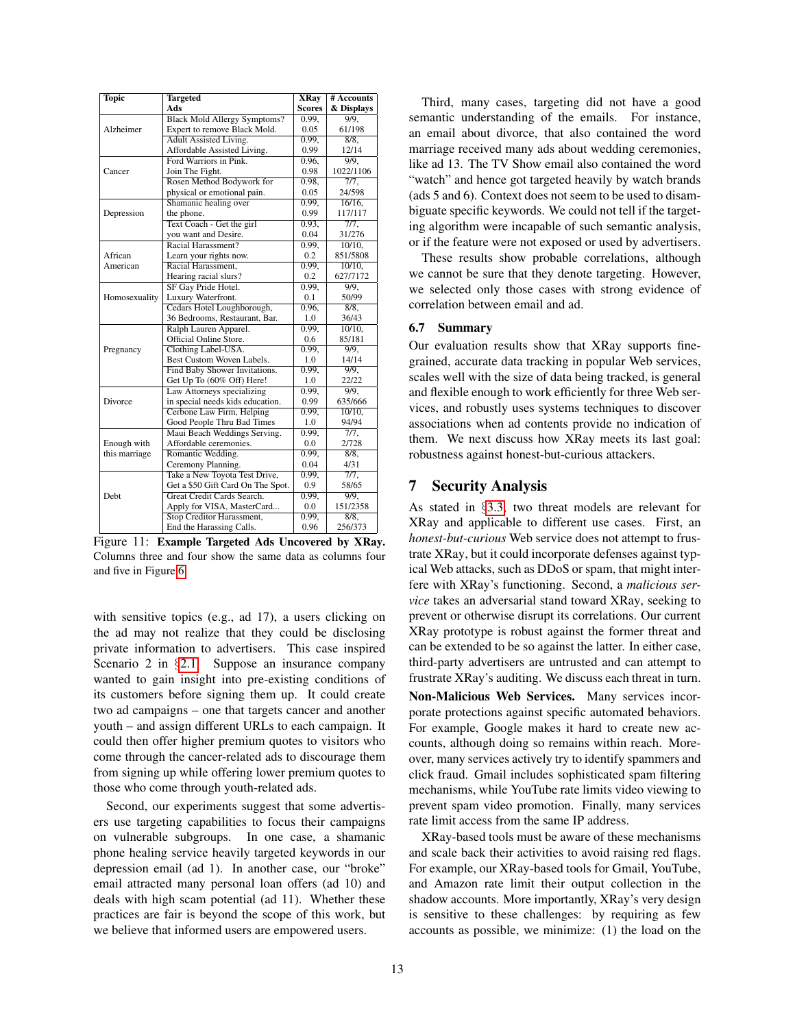| Topic | Targeted Ads | XRay Scores | # Accounts & Displays |
|---|---|---|---|
| Alzheimer | Black Mold Allergy Symptoms? Expert to remove Black Mold. | 0.99, 0.05 | 9/9, 61/198 |
| | Adult Assisted Living. Affordable Assisted Living. | 0.99, 0.99 | 8/8, 12/14 |
| Cancer | Ford Warriors in Pink. Join The Fight. | 0.96, 0.98 | 9/9, 1022/1106 |
| | Rosen Method Bodywork for physical or emotional pain. | 0.98, 0.05 | 7/7, 24/598 |
| Depression | Shamanic healing over the phone. | 0.99, 0.99 | 16/16, 117/117 |
| | Text Coach - Get the girl you want and Desire. | 0.93, 0.04 | 7/7, 31/276 |
| African American | Racial Harassment? Learn your rights now. | 0.99, 0.2 | 10/10, 851/5808 |
| | Racial Harassment, Hearing racial slurs? | 0.99, 0.2 | 10/10, 627/7172 |
| Homosexuality | SF Gay Pride Hotel. Luxury Waterfront. | 0.99, 0.1 | 9/9, 50/99 |
| | Cedars Hotel Loughborough, 36 Bedrooms, Restaurant, Bar. | 0.96, 1.0 | 8/8, 36/43 |
| Pregnancy | Ralph Lauren Apparel. Official Online Store. | 0.99, 0.6 | 10/10, 85/181 |
| | Clothing Label-USA. Best Custom Woven Labels. | 0.99, 1.0 | 9/9, 14/14 |
| | Find Baby Shower Invitations. Get Up To (60% Off) Here! | 0.99, 1.0 | 9/9, 22/22 |
| Divorce | Law Attorneys specializing in special needs kids education. | 0.99, 0.99 | 9/9, 635/666 |
| | Cerbone Law Firm, Helping Good People Thru Bad Times | 0.99, 1.0 | 10/10, 94/94 |
| Enough with this marriage | Maui Beach Weddings Serving. Affordable ceremonies. | 0.99, 0.0 | 7/7, 2/728 |
| | Romantic Wedding. Ceremony Planning. | 0.99, 0.04 | 8/8, 4/31 |
| Debt | Take a New Toyota Test Drive, Get a $50 Gift Card On The Spot. | 0.99, 0.9 | 7/7, 58/65 |
| | Great Credit Cards Search. Apply for VISA, MasterCard... | 0.99, 0.0 | 9/9, 151/2358 |
| | Stop Creditor Harassment, End the Harassing Calls. | 0.99, 0.96 | 8/8, 256/373 |

Figure 11: **Example Targeted Ads Uncovered by XRay.** Columns three and four show the same data as columns four and five in Figure 6.

with sensitive topics (e.g., ad 17), a users clicking on the ad may not realize that they could be disclosing private information to advertisers. This case inspired Scenario 2 in §2.1. Suppose an insurance company wanted to gain insight into pre-existing conditions of its customers before signing them up. It could create two ad campaigns – one that targets cancer and another youth – and assign different URLs to each campaign. It could then offer higher premium quotes to visitors who come through the cancer-related ads to discourage them from signing up while offering lower premium quotes to those who come through youth-related ads.

Second, our experiments suggest that some advertisers use targeting capabilities to focus their campaigns on vulnerable subgroups. In one case, a shamanic phone healing service heavily targeted keywords in our depression email (ad 1). In another case, our "broke" email attracted many personal loan offers (ad 10) and deals with high scam potential (ad 11). Whether these practices are fair is beyond the scope of this work, but we believe that informed users are empowered users.

Third, many cases, targeting did not have a good semantic understanding of the emails. For instance, an email about divorce, that also contained the word marriage received many ads about wedding ceremonies, like ad 13. The TV Show email also contained the word "watch" and hence got targeted heavily by watch brands (ads 5 and 6). Context does not seem to be used to disambiguate specific keywords. We could not tell if the targeting algorithm were incapable of such semantic analysis, or if the feature were not exposed or used by advertisers.

These results show probable correlations, although we cannot be sure that they denote targeting. However, we selected only those cases with strong evidence of correlation between email and ad.

### 6.7 Summary

Our evaluation results show that XRay supports fine-grained, accurate data tracking in popular Web services, scales well with the size of data being tracked, is general and flexible enough to work efficiently for three Web services, and robustly uses systems techniques to discover associations when ad contents provide no indication of them. We next discuss how XRay meets its last goal: robustness against honest-but-curious attackers.

## 7 Security Analysis

As stated in §3.3, two threat models are relevant for XRay and applicable to different use cases. First, an *honest-but-curious* Web service does not attempt to frustrate XRay, but it could incorporate defenses against typical Web attacks, such as DDoS or spam, that might interfere with XRay's functioning. Second, a *malicious service* takes an adversarial stand toward XRay, seeking to prevent or otherwise disrupt its correlations. Our current XRay prototype is robust against the former threat and can be extended to be so against the latter. In either case, third-party advertisers are untrusted and can attempt to frustrate XRay's auditing. We discuss each threat in turn.

**Non-Malicious Web Services.** Many services incorporate protections against specific automated behaviors. For example, Google makes it hard to create new accounts, although doing so remains within reach. Moreover, many services actively try to identify spammers and click fraud. Gmail includes sophisticated spam filtering mechanisms, while YouTube rate limits video viewing to prevent spam video promotion. Finally, many services rate limit access from the same IP address.

XRay-based tools must be aware of these mechanisms and scale back their activities to avoid raising red flags. For example, our XRay-based tools for Gmail, YouTube, and Amazon rate limit their output collection in the shadow accounts. More importantly, XRay's very design is sensitive to these challenges: by requiring as few accounts as possible, we minimize: (1) the load on the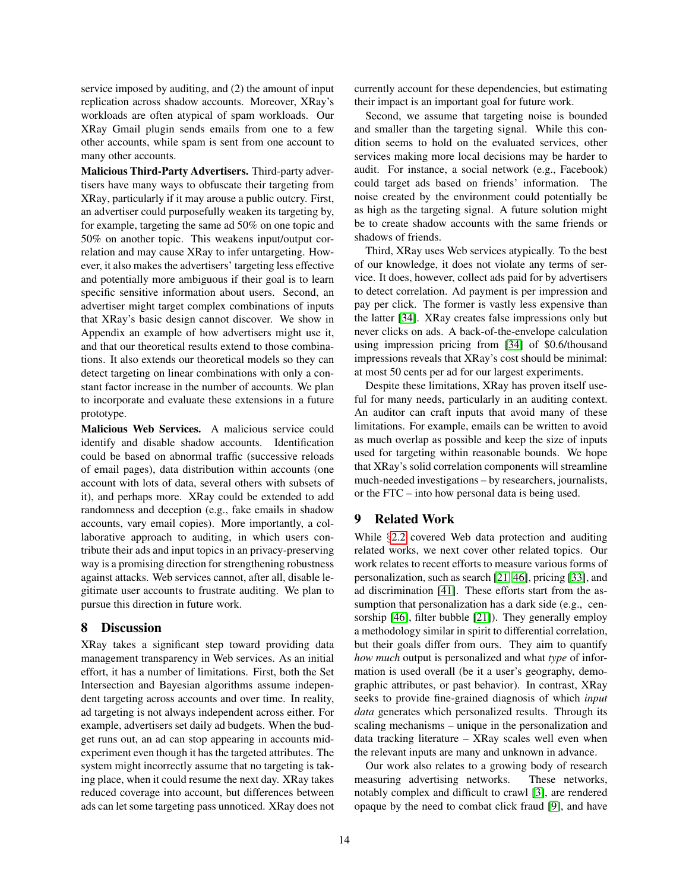service imposed by auditing, and (2) the amount of input replication across shadow accounts. Moreover, XRay's workloads are often atypical of spam workloads. Our XRay Gmail plugin sends emails from one to a few other accounts, while spam is sent from one account to many other accounts.

**Malicious Third-Party Advertisers.** Third-party advertisers have many ways to obfuscate their targeting from XRay, particularly if it may arouse a public outcry. First, an advertiser could purposefully weaken its targeting by, for example, targeting the same ad 50% on one topic and 50% on another topic. This weakens input/output correlation and may cause XRay to infer untargeting. However, it also makes the advertisers' targeting less effective and potentially more ambiguous if their goal is to learn specific sensitive information about users. Second, an advertiser might target complex combinations of inputs that XRay's basic design cannot discover. We show in Appendix an example of how advertisers might use it, and that our theoretical results extend to those combinations. It also extends our theoretical models so they can detect targeting on linear combinations with only a constant factor increase in the number of accounts. We plan to incorporate and evaluate these extensions in a future prototype.

**Malicious Web Services.** A malicious service could identify and disable shadow accounts. Identification could be based on abnormal traffic (successive reloads of email pages), data distribution within accounts (one account with lots of data, several others with subsets of it), and perhaps more. XRay could be extended to add randomness and deception (e.g., fake emails in shadow accounts, vary email copies). More importantly, a collaborative approach to auditing, in which users contribute their ads and input topics in a privacy-preserving way is a promising direction for strengthening robustness against attacks. Web services cannot, after all, disable legitimate user accounts to frustrate auditing. We plan to pursue this direction in future work.

## 8 Discussion

XRay takes a significant step toward providing data management transparency in Web services. As an initial effort, it has a number of limitations. First, both the Set Intersection and Bayesian algorithms assume independent targeting across accounts and over time. In reality, ad targeting is not always independent across either. For example, advertisers set daily ad budgets. When the budget runs out, an ad can stop appearing in accounts mid-experiment even though it has the targeted attributes. The system might incorrectly assume that no targeting is taking place, when it could resume the next day. XRay takes reduced coverage into account, but differences between ads can let some targeting pass unnoticed. XRay does not currently account for these dependencies, but estimating their impact is an important goal for future work.

Second, we assume that targeting noise is bounded and smaller than the targeting signal. While this condition seems to hold on the evaluated services, other services making more local decisions may be harder to audit. For instance, a social network (e.g., Facebook) could target ads based on friends' information. The noise created by the environment could potentially be as high as the targeting signal. A future solution might be to create shadow accounts with the same friends or shadows of friends.

Third, XRay uses Web services atypically. To the best of our knowledge, it does not violate any terms of service. It does, however, collect ads paid for by advertisers to detect correlation. Ad payment is per impression and pay per click. The former is vastly less expensive than the latter [34]. XRay creates false impressions only but never clicks on ads. A back-of-the-envelope calculation using impression pricing from [34] of $0.6/thousand impressions reveals that XRay's cost should be minimal: at most 50 cents per ad for our largest experiments.

Despite these limitations, XRay has proven itself useful for many needs, particularly in an auditing context. An auditor can craft inputs that avoid many of these limitations. For example, emails can be written to avoid as much overlap as possible and keep the size of inputs used for targeting within reasonable bounds. We hope that XRay's solid correlation components will streamline much-needed investigations – by researchers, journalists, or the FTC – into how personal data is being used.

## 9 Related Work

While §2.2 covered Web data protection and auditing related works, we next cover other related topics. Our work relates to recent efforts to measure various forms of personalization, such as search [21, 46], pricing [33], and ad discrimination [41]. These efforts start from the assumption that personalization has a dark side (e.g., censorship [46], filter bubble [21]). They generally employ a methodology similar in spirit to differential correlation, but their goals differ from ours. They aim to quantify *how much* output is personalized and what *type* of information is used overall (be it a user's geography, demographic attributes, or past behavior). In contrast, XRay seeks to provide fine-grained diagnosis of which *input data* generates which personalized results. Through its scaling mechanisms – unique in the personalization and data tracking literature – XRay scales well even when the relevant inputs are many and unknown in advance.

Our work also relates to a growing body of research measuring advertising networks. These networks, notably complex and difficult to crawl [3], are rendered opaque by the need to combat click fraud [9], and have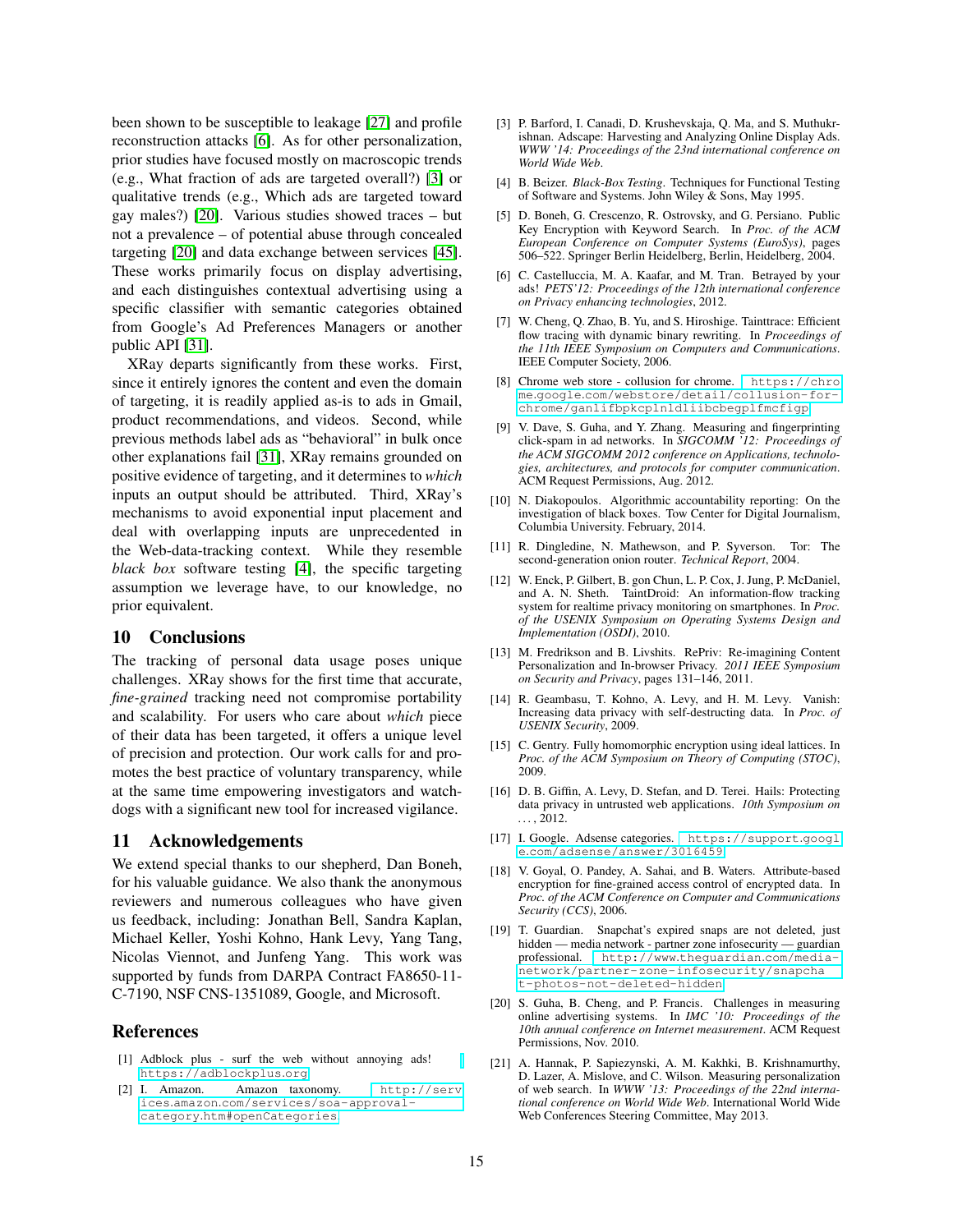been shown to be susceptible to leakage [27] and profile reconstruction attacks [6]. As for other personalization, prior studies have focused mostly on macroscopic trends (e.g., What fraction of ads are targeted overall?) [3] or qualitative trends (e.g., Which ads are targeted toward gay males?) [20]. Various studies showed traces – but not a prevalence – of potential abuse through concealed targeting [20] and data exchange between services [45]. These works primarily focus on display advertising, and each distinguishes contextual advertising using a specific classifier with semantic categories obtained from Google's Ad Preferences Managers or another public API [31].

XRay departs significantly from these works. First, since it entirely ignores the content and even the domain of targeting, it is readily applied as-is to ads in Gmail, product recommendations, and videos. Second, while previous methods label ads as "behavioral" in bulk once other explanations fail [31], XRay remains grounded on positive evidence of targeting, and it determines to *which* inputs an output should be attributed. Third, XRay's mechanisms to avoid exponential input placement and deal with overlapping inputs are unprecedented in the Web-data-tracking context. While they resemble *black box* software testing [4], the specific targeting assumption we leverage have, to our knowledge, no prior equivalent.

## 10 Conclusions

The tracking of personal data usage poses unique challenges. XRay shows for the first time that accurate, *fine-grained* tracking need not compromise portability and scalability. For users who care about *which* piece of their data has been targeted, it offers a unique level of precision and protection. Our work calls for and promotes the best practice of voluntary transparency, while at the same time empowering investigators and watchdogs with a significant new tool for increased vigilance.

## 11 Acknowledgements

We extend special thanks to our shepherd, Dan Boneh, for his valuable guidance. We also thank the anonymous reviewers and numerous colleagues who have given us feedback, including: Jonathan Bell, Sandra Kaplan, Michael Keller, Yoshi Kohno, Hank Levy, Yang Tang, Nicolas Viennot, and Junfeng Yang. This work was supported by funds from DARPA Contract FA8650-11-C-7190, NSF CNS-1351089, Google, and Microsoft.

## References

[1] Adblock plus - surf the web without annoying ads! https://adblockplus.org.

[2] I. Amazon. Amazon taxonomy. http://services.amazon.com/services/soa-approval-category.htm#openCategories.

[3] P. Barford, I. Canadi, D. Krushevskaja, Q. Ma, and S. Muthukrishnan. Adscape: Harvesting and Analyzing Online Display Ads. *WWW '14: Proceedings of the 23nd international conference on World Wide Web*.

[4] B. Beizer. *Black-Box Testing*. Techniques for Functional Testing of Software and Systems. John Wiley & Sons, May 1995.

[5] D. Boneh, G. Crescenzo, R. Ostrovsky, and G. Persiano. Public Key Encryption with Keyword Search. In *Proc. of the ACM European Conference on Computer Systems (EuroSys)*, pages 506–522. Springer Berlin Heidelberg, Berlin, Heidelberg, 2004.

[6] C. Castelluccia, M. A. Kaafar, and M. Tran. Betrayed by your ads! *PETS'12: Proceedings of the 12th international conference on Privacy enhancing technologies*, 2012.

[7] W. Cheng, Q. Zhao, B. Yu, and S. Hiroshige. Tainttrace: Efficient flow tracing with dynamic binary rewriting. In *Proceedings of the 11th IEEE Symposium on Computers and Communications*. IEEE Computer Society, 2006.

[8] Chrome web store - collusion for chrome. https://chrome.google.com/webstore/detail/collusion-for-chrome/ganlifbpkcplnldliibcbegplfmcfigp.

[9] V. Dave, S. Guha, and Y. Zhang. Measuring and fingerprinting click-spam in ad networks. In *SIGCOMM '12: Proceedings of the ACM SIGCOMM 2012 conference on Applications, technologies, architectures, and protocols for computer communication*. ACM Request Permissions, Aug. 2012.

[10] N. Diakopoulos. Algorithmic accountability reporting: On the investigation of black boxes. Tow Center for Digital Journalism, Columbia University. February, 2014.

[11] R. Dingledine, N. Mathewson, and P. Syverson. Tor: The second-generation onion router. *Technical Report*, 2004.

[12] W. Enck, P. Gilbert, B. gon Chun, L. P. Cox, J. Jung, P. McDaniel, and A. N. Sheth. TaintDroid: An information-flow tracking system for realtime privacy monitoring on smartphones. In *Proc. of the USENIX Symposium on Operating Systems Design and Implementation (OSDI)*, 2010.

[13] M. Fredrikson and B. Livshits. RePriv: Re-imagining Content Personalization and In-browser Privacy. *2011 IEEE Symposium on Security and Privacy*, pages 131–146, 2011.

[14] R. Geambasu, T. Kohno, A. Levy, and H. M. Levy. Vanish: Increasing data privacy with self-destructing data. In *Proc. of USENIX Security*, 2009.

[15] C. Gentry. Fully homomorphic encryption using ideal lattices. In *Proc. of the ACM Symposium on Theory of Computing (STOC)*, 2009.

[16] D. B. Giffin, A. Levy, D. Stefan, and D. Terei. Hails: Protecting data privacy in untrusted web applications. *10th Symposium on ...*, 2012.

[17] I. Google. Adsense categories. https://support.google.com/adsense/answer/3016459.

[18] V. Goyal, O. Pandey, A. Sahai, and B. Waters. Attribute-based encryption for fine-grained access control of encrypted data. In *Proc. of the ACM Conference on Computer and Communications Security (CCS)*, 2006.

[19] T. Guardian. Snapchat's expired snaps are not deleted, just hidden — media network - partner zone infosecurity — guardian professional. http://www.theguardian.com/media-network/partner-zone-infosecurity/snapchat-photos-not-deleted-hidden.

[20] S. Guha, B. Cheng, and P. Francis. Challenges in measuring online advertising systems. In *IMC '10: Proceedings of the 10th annual conference on Internet measurement*. ACM Request Permissions, Nov. 2010.

[21] A. Hannak, P. Sapiezynski, A. M. Kakhki, B. Krishnamurthy, D. Lazer, A. Mislove, and C. Wilson. Measuring personalization of web search. In *WWW '13: Proceedings of the 22nd international conference on World Wide Web*. International World Wide Web Conferences Steering Committee, May 2013.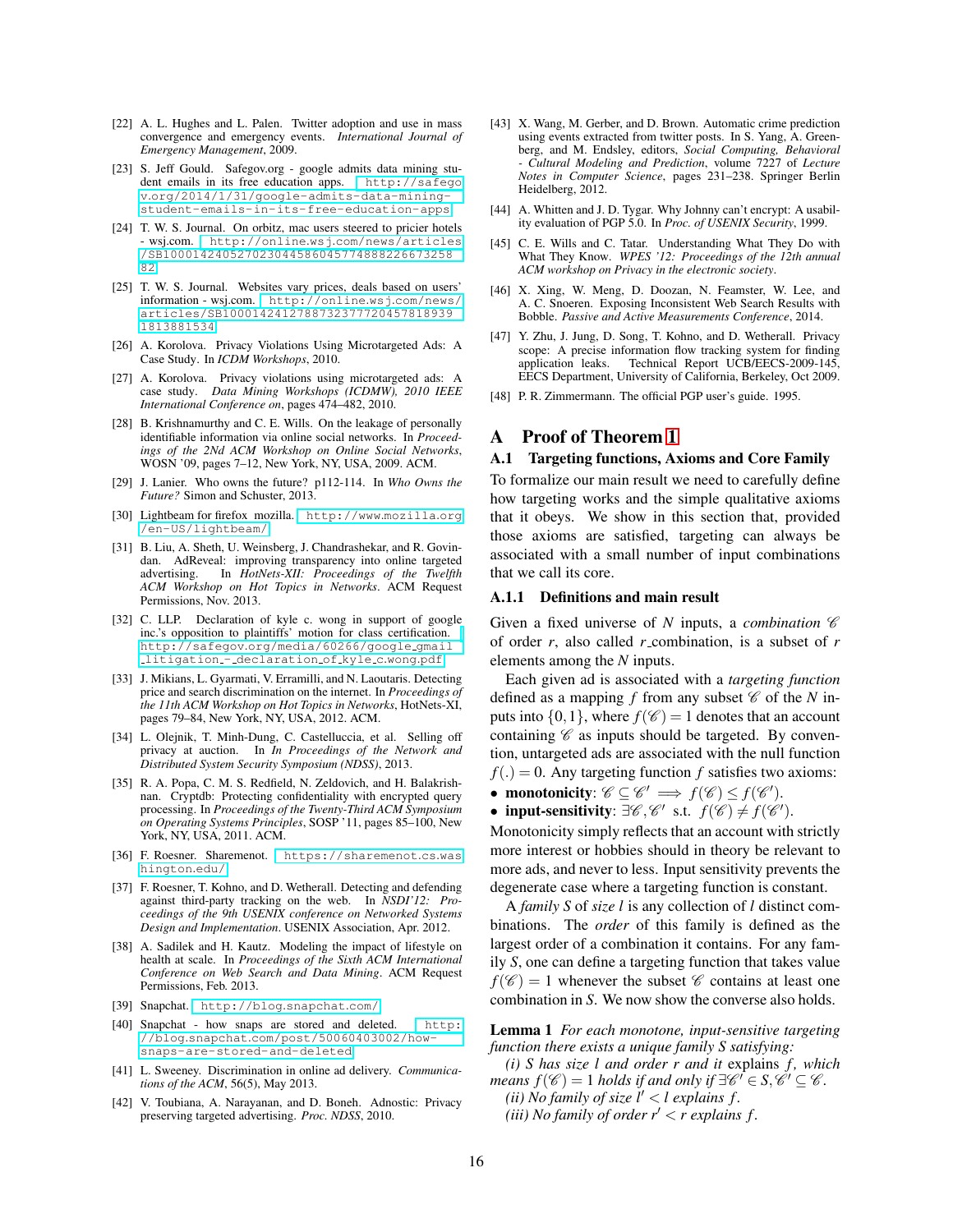[22] A. L. Hughes and L. Palen. Twitter adoption and use in mass convergence and emergency events. *International Journal of Emergency Management*, 2009.

[23] S. Jeff Gould. Safegov.org - google admits data mining student emails in its free education apps. http://safegov.org/2014/1/31/google-admits-data-mining-student-emails-in-its-free-education-apps.

[24] T. W. S. Journal. On orbitz, mac users steered to pricier hotels - wsj.com. http://online.wsj.com/news/articles/SB10001424052702304458604577488822667325882.

[25] T. W. S. Journal. Websites vary prices, deals based on users' information - wsj.com. http://online.wsj.com/news/articles/SB10001424127887323777204578189391813881534.

[26] A. Korolova. Privacy Violations Using Microtargeted Ads: A Case Study. In *ICDM Workshops*, 2010.

[27] A. Korolova. Privacy violations using microtargeted ads: A case study. *Data Mining Workshops (ICDMW), 2010 IEEE International Conference on*, pages 474–482, 2010.

[28] B. Krishnamurthy and C. E. Wills. On the leakage of personally identifiable information via online social networks. In *Proceedings of the 2Nd ACM Workshop on Online Social Networks*, WOSN '09, pages 7–12, New York, NY, USA, 2009. ACM.

[29] J. Lanier. Who owns the future? p112-114. In *Who Owns the Future?* Simon and Schuster, 2013.

[30] Lightbeam for firefox mozilla. http://www.mozilla.org/en-US/lightbeam/.

[31] B. Liu, A. Sheth, U. Weinsberg, J. Chandrashekar, and R. Govindan. AdReveal: improving transparency into online targeted advertising. In *HotNets-XII: Proceedings of the Twelfth ACM Workshop on Hot Topics in Networks*. ACM Request Permissions, Nov. 2013.

[32] C. LLP. Declaration of kyle c. wong in support of google inc.'s opposition to plaintiffs' motion for class certification. http://safegov.org/media/60266/google_gmail_litigation_-_declaration_of_kyle_c.wong.pdf.

[33] J. Mikians, L. Gyarmati, V. Erramilli, and N. Laoutaris. Detecting price and search discrimination on the internet. In *Proceedings of the 11th ACM Workshop on Hot Topics in Networks*, HotNets-XI, pages 79–84, New York, NY, USA, 2012. ACM.

[34] L. Olejnik, T. Minh-Dung, C. Castelluccia, et al. Selling off privacy at auction. In *In Proceedings of the Network and Distributed System Security Symposium (NDSS)*, 2013.

[35] R. A. Popa, C. M. S. Redfield, N. Zeldovich, and H. Balakrishnan. Cryptdb: Protecting confidentiality with encrypted query processing. In *Proceedings of the Twenty-Third ACM Symposium on Operating Systems Principles*, SOSP '11, pages 85–100, New York, NY, USA, 2011. ACM.

[36] F. Roesner. Sharemenot. https://sharemenot.cs.washington.edu/.

[37] F. Roesner, T. Kohno, and D. Wetherall. Detecting and defending against third-party tracking on the web. In *NSDI'12: Proceedings of the 9th USENIX conference on Networked Systems Design and Implementation*. USENIX Association, Apr. 2012.

[38] A. Sadilek and H. Kautz. Modeling the impact of lifestyle on health at scale. In *Proceedings of the Sixth ACM International Conference on Web Search and Data Mining*. ACM Request Permissions, Feb. 2013.

[39] Snapchat. http://blog.snapchat.com/.

[40] Snapchat - how snaps are stored and deleted. http://blog.snapchat.com/post/50060403002/how-snaps-are-stored-and-deleted.

[41] L. Sweeney. Discrimination in online ad delivery. *Communications of the ACM*, 56(5), May 2013.

[42] V. Toubiana, A. Narayanan, and D. Boneh. Adnostic: Privacy preserving targeted advertising. *Proc. NDSS*, 2010.

[43] X. Wang, M. Gerber, and D. Brown. Automatic crime prediction using events extracted from twitter posts. In S. Yang, A. Greenberg, and M. Endsley, editors, *Social Computing, Behavioral - Cultural Modeling and Prediction*, volume 7227 of *Lecture Notes in Computer Science*, pages 231–238. Springer Berlin Heidelberg, 2012.

[44] A. Whitten and J. D. Tygar. Why Johnny can't encrypt: A usability evaluation of PGP 5.0. In *Proc. of USENIX Security*, 1999.

[45] C. E. Wills and C. Tatar. Understanding What They Do with What They Know. *WPES '12: Proceedings of the 12th annual ACM workshop on Privacy in the electronic society*.

[46] X. Xing, W. Meng, D. Doozan, N. Feamster, W. Lee, and A. C. Snoeren. Exposing Inconsistent Web Search Results with Bobble. *Passive and Active Measurements Conference*, 2014.

[47] Y. Zhu, J. Jung, D. Song, T. Kohno, and D. Wetherall. Privacy scope: A precise information flow tracking system for finding application leaks. Technical Report UCB/EECS-2009-145, EECS Department, University of California, Berkeley, Oct 2009.

[48] P. R. Zimmermann. The official PGP user's guide. 1995.

# A Proof of Theorem 1

## A.1 Targeting functions, Axioms and Core Family

To formalize our main result we need to carefully define how targeting works and the simple qualitative axioms that it obeys. We show in this section that, provided those axioms are satisfied, targeting can always be associated with a small number of input combinations that we call its core.

### A.1.1 Definitions and main result

Given a fixed universe of $N$ inputs, a *combination* $\mathscr{C}$ of order $r$, also called $r$\_combination, is a subset of $r$ elements among the $N$ inputs.

Each given ad is associated with a *targeting function* defined as a mapping $f$ from any subset $\mathscr{C}$ of the $N$ inputs into $\{0,1\}$, where $f(\mathscr{C}) = 1$ denotes that an account containing $\mathscr{C}$ as inputs should be targeted. By convention, untargeted ads are associated with the null function $f(.) = 0$. Any targeting function $f$ satisfies two axioms:

- **monotonicity**: $\mathscr{C} \subseteq \mathscr{C}' \implies f(\mathscr{C}) \leq f(\mathscr{C}')$.
- **input-sensitivity**: $\exists \mathscr{C}, \mathscr{C}'$ s.t. $f(\mathscr{C}) \neq f(\mathscr{C}')$.

Monotonicity simply reflects that an account with strictly more interest or hobbies should in theory be relevant to more ads, and never to less. Input sensitivity prevents the degenerate case where a targeting function is constant.

A *family* $S$ of *size* $l$ is any collection of $l$ distinct combinations. The *order* of this family is defined as the largest order of a combination it contains. For any family $S$, one can define a targeting function that takes value $f(\mathscr{C}) = 1$ whenever the subset $\mathscr{C}$ contains at least one combination in $S$. We now show the converse also holds.

**Lemma 1** *For each monotone, input-sensitive targeting function there exists a unique family $S$ satisfying:*

*(i) $S$ has size $l$ and order $r$ and it* explains *$f$, which means $f(\mathscr{C}) = 1$ holds if and only if $\exists \mathscr{C}' \in S, \mathscr{C}' \subseteq \mathscr{C}$.*

*(ii) No family of size $l' < l$ explains $f$.*

*(iii) No family of order $r' < r$ explains $f$.*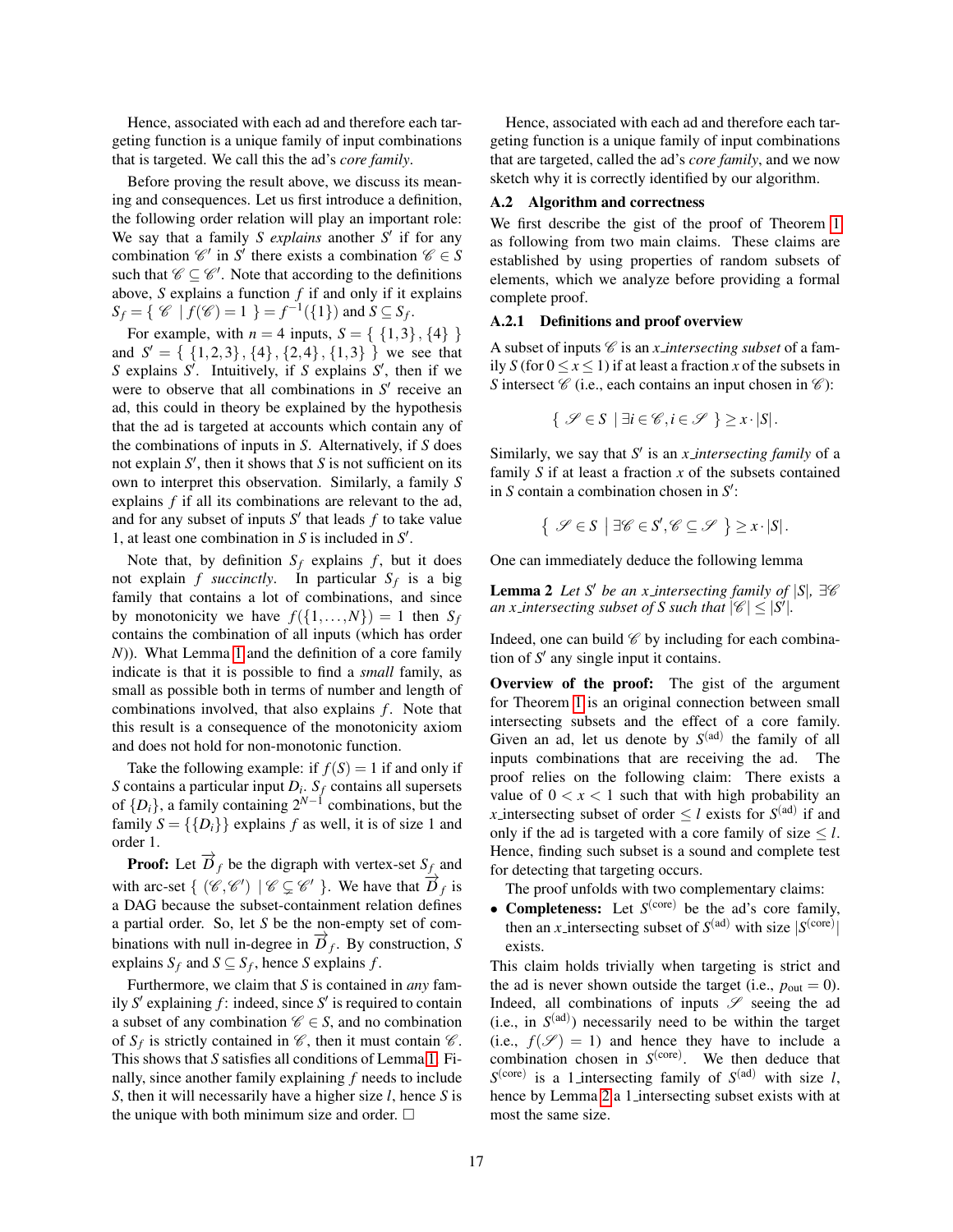Hence, associated with each ad and therefore each targeting function is a unique family of input combinations that is targeted. We call this the ad's *core family*.

Before proving the result above, we discuss its meaning and consequences. Let us first introduce a definition, the following order relation will play an important role: We say that a family $S$ *explains* another $S'$ if for any combination $\mathscr{C}'$ in $S'$ there exists a combination $\mathscr{C} \in S$ such that $\mathscr{C} \subseteq \mathscr{C}'$. Note that according to the definitions above, $S$ explains a function $f$ if and only if it explains $S_f = \{ \mathscr{C} \mid f(\mathscr{C}) = 1 \} = f^{-1}(\{1\})$ and $S \subseteq S_f$.

For example, with $n = 4$ inputs, $S = \{ \{1,3\}, \{4\} \}$ and $S' = \{ \{1,2,3\}, \{4\}, \{2,4\}, \{1,3\} \}$ we see that $S$ explains $S'$. Intuitively, if $S$ explains $S'$, then if we were to observe that all combinations in $S'$ receive an ad, this could in theory be explained by the hypothesis that the ad is targeted at accounts which contain any of the combinations of inputs in $S$. Alternatively, if $S$ does not explain $S'$, then it shows that $S$ is not sufficient on its own to interpret this observation. Similarly, a family $S$ explains $f$ if all its combinations are relevant to the ad, and for any subset of inputs $S'$ that leads $f$ to take value 1, at least one combination in $S$ is included in $S'$.

Note that, by definition $S_f$ explains $f$, but it does not explain $f$ *succinctly*. In particular $S_f$ is a big family that contains a lot of combinations, and since by monotonicity we have $f(\{1,\ldots,N\}) = 1$ then $S_f$ contains the combination of all inputs (which has order $N$)). What Lemma 1 and the definition of a core family indicate is that it is possible to find a *small* family, as small as possible both in terms of number and length of combinations involved, that also explains $f$. Note that this result is a consequence of the monotonicity axiom and does not hold for non-monotonic function.

Take the following example: if $f(S) = 1$ if and only if $S$ contains a particular input $D_i$. $S_f$ contains all supersets of $\{D_i\}$, a family containing $2^{N-1}$ combinations, but the family $S = \{\{D_i\}\}$ explains $f$ as well, it is of size 1 and order 1.

**Proof:** Let $\overrightarrow{D}_f$ be the digraph with vertex-set $S_f$ and with arc-set $\{ (\mathscr{C}, \mathscr{C}') \mid \mathscr{C} \subsetneq \mathscr{C}' \}$. We have that $\overrightarrow{D}_f$ is a DAG because the subset-containment relation defines a partial order. So, let $S$ be the non-empty set of combinations with null in-degree in $\overrightarrow{D}_f$. By construction, $S$ explains $S_f$ and $S \subseteq S_f$, hence $S$ explains $f$.

Furthermore, we claim that $S$ is contained in *any* family $S'$ explaining $f$: indeed, since $S'$ is required to contain a subset of any combination $\mathscr{C} \in S$, and no combination of $S_f$ is strictly contained in $\mathscr{C}$, then it must contain $\mathscr{C}$. This shows that $S$ satisfies all conditions of Lemma 1. Finally, since another family explaining $f$ needs to include $S$, then it will necessarily have a higher size $l$, hence $S$ is the unique with both minimum size and order. □

Hence, associated with each ad and therefore each targeting function is a unique family of input combinations that are targeted, called the ad's *core family*, and we now sketch why it is correctly identified by our algorithm.

## A.2 Algorithm and correctness

We first describe the gist of the proof of Theorem 1 as following from two main claims. These claims are established by using properties of random subsets of elements, which we analyze before providing a formal complete proof.

### A.2.1 Definitions and proof overview

A subset of inputs $\mathscr{C}$ is an *x_intersecting subset* of a family $S$ (for $0 \leq x \leq 1$) if at least a fraction $x$ of the subsets in $S$ intersect $\mathscr{C}$ (i.e., each contains an input chosen in $\mathscr{C}$):

$$\{ \mathscr{S} \in S \mid \exists i \in \mathscr{C}, i \in \mathscr{S} \} \geq x \cdot |S|.$$

Similarly, we say that $S'$ is an *x_intersecting family* of a family $S$ if at least a fraction $x$ of the subsets contained in $S$ contain a combination chosen in $S'$:

$$\left\{ \mathscr{S} \in S \,\middle|\, \exists \mathscr{C} \in S', \mathscr{C} \subseteq \mathscr{S} \right\} \geq x \cdot |S|.$$

One can immediately deduce the following lemma

**Lemma 2** *Let $S'$ be an x_intersecting family of $|S|$, $\exists \mathscr{C}$ an x_intersecting subset of $S$ such that $|\mathscr{C}| \leq |S'|$.*

Indeed, one can build $\mathscr{C}$ by including for each combination of $S'$ any single input it contains.

**Overview of the proof:** The gist of the argument for Theorem 1 is an original connection between small intersecting subsets and the effect of a core family. Given an ad, let us denote by $S^{(\mathrm{ad})}$ the family of all inputs combinations that are receiving the ad. The proof relies on the following claim: There exists a value of $0 < x < 1$ such that with high probability an $x$_intersecting subset of order $\leq l$ exists for $S^{(\mathrm{ad})}$ if and only if the ad is targeted with a core family of size $\leq l$. Hence, finding such subset is a sound and complete test for detecting that targeting occurs.

The proof unfolds with two complementary claims:

- **Completeness:** Let $S^{(\mathrm{core})}$ be the ad's core family, then an $x$_intersecting subset of $S^{(\mathrm{ad})}$ with size $|S^{(\mathrm{core})}|$ exists.

This claim holds trivially when targeting is strict and the ad is never shown outside the target (i.e., $p_{\mathrm{out}} = 0$). Indeed, all combinations of inputs $\mathscr{S}$ seeing the ad (i.e., in $S^{(\mathrm{ad})}$) necessarily need to be within the target (i.e., $f(\mathscr{S}) = 1$) and hence they have to include a combination chosen in $S^{(\mathrm{core})}$. We then deduce that $S^{(\mathrm{core})}$ is a 1_intersecting family of $S^{(\mathrm{ad})}$ with size $l$, hence by Lemma 2 a 1_intersecting subset exists with at most the same size.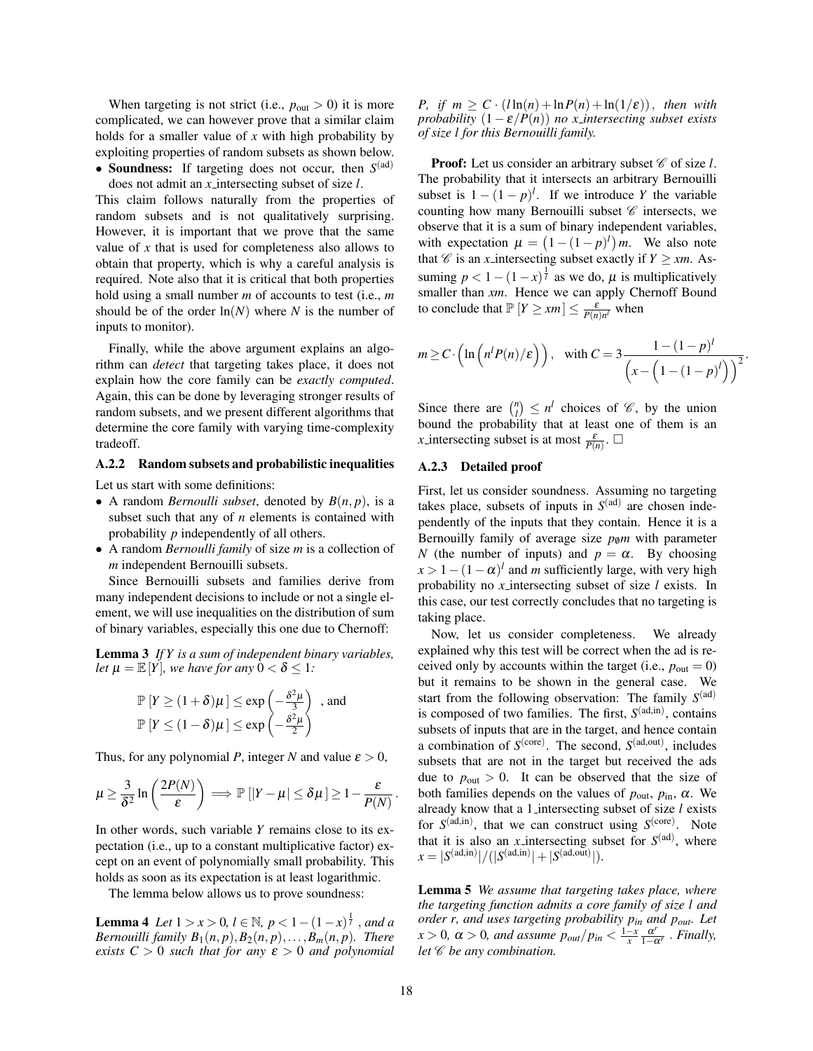When targeting is not strict (i.e., $p_{\text{out}} > 0$) it is more complicated, we can however prove that a similar claim holds for a smaller value of $x$ with high probability by exploiting properties of random subsets as shown below.

- **Soundness:** If targeting does not occur, then $S^{(\text{ad})}$ does not admit an x_intersecting subset of size $l$.

This claim follows naturally from the properties of random subsets and is not qualitatively surprising. However, it is important that we prove that the same value of $x$ that is used for completeness also allows to obtain that property, which is why a careful analysis is required. Note also that it is critical that both properties hold using a small number $m$ of accounts to test (i.e., $m$ should be of the order $\ln(N)$ where $N$ is the number of inputs to monitor).

Finally, while the above argument explains an algorithm can *detect* that targeting takes place, it does not explain how the core family can be *exactly computed*. Again, this can be done by leveraging stronger results of random subsets, and we present different algorithms that determine the core family with varying time-complexity tradeoff.

### A.2.2 Random subsets and probabilistic inequalities

Let us start with some definitions:

- A random *Bernoulli subset*, denoted by $B(n, p)$, is a subset such that any of $n$ elements is contained with probability $p$ independently of all others.
- A random *Bernoulli family* of size $m$ is a collection of $m$ independent Bernouilli subsets.

Since Bernouilli subsets and families derive from many independent decisions to include or not a single element, we will use inequalities on the distribution of sum of binary variables, especially this one due to Chernoff:

**Lemma 3** *If $Y$ is a sum of independent binary variables, let $\mu = \mathbb{E}[Y]$, we have for any $0 < \delta \le 1$:*

$$\mathbb{P}\left[Y \geq (1+\delta)\mu\right] \leq \exp\left(-\frac{\delta^2\mu}{3}\right) \text{ , and}$$
$$\mathbb{P}\left[Y \leq (1-\delta)\mu\right] \leq \exp\left(-\frac{\delta^2\mu}{2}\right)$$

Thus, for any polynomial $P$, integer $N$ and value $\varepsilon > 0$,

$$\mu \geq \frac{3}{\delta^2}\ln\left(\frac{2P(N)}{\varepsilon}\right) \implies \mathbb{P}\left[|Y-\mu| \leq \delta\mu\right] \geq 1 - \frac{\varepsilon}{P(N)}.$$

In other words, such variable $Y$ remains close to its expectation (i.e., up to a constant multiplicative factor) except on an event of polynomially small probability. This holds as soon as its expectation is at least logarithmic.

The lemma below allows us to prove soundness:

**Lemma 4** *Let $1 > x > 0$, $l \in \mathbb{N}$, $p < 1-(1-x)^{\frac{1}{l}}$ , and a Bernouilli family $B_1(n,p), B_2(n,p), \ldots, B_m(n,p)$. There exists $C > 0$ such that for any $\varepsilon > 0$ and polynomial $P$, if $m \geq C \cdot (l\ln(n) + \ln P(n) + \ln(1/\varepsilon))$, then with probability $(1-\varepsilon/P(n))$ no x_intersecting subset exists of size $l$ for this Bernouilli family.*

**Proof:** Let us consider an arbitrary subset $\mathscr{C}$ of size $l$. The probability that it intersects an arbitrary Bernouilli subset is $1-(1-p)^l$. If we introduce $Y$ the variable counting how many Bernouilli subset $\mathscr{C}$ intersects, we observe that it is a sum of binary independent variables, with expectation $\mu = \left(1-(1-p)^l\right)m$. We also note that $\mathscr{C}$ is an x_intersecting subset exactly if $Y \geq xm$. Assuming $p < 1-(1-x)^{\frac{1}{l}}$ as we do, $\mu$ is multiplicatively smaller than $xm$. Hence we can apply Chernoff Bound to conclude that $\mathbb{P}\left[Y \geq xm\right] \leq \frac{\varepsilon}{P(n)n^l}$ when

$$m \geq C \cdot \left(\ln\left(n^l P(n)/\varepsilon\right)\right), \quad \text{with } C = 3\frac{1-(1-p)^l}{\left(x-\left(1-(1-p)^l\right)\right)^2}.$$

Since there are $\binom{n}{l} \leq n^l$ choices of $\mathscr{C}$, by the union bound the probability that at least one of them is an x_intersecting subset is at most $\frac{\varepsilon}{P(n)}$. $\square$

### A.2.3 Detailed proof

First, let us consider soundness. Assuming no targeting takes place, subsets of inputs in $S^{(\text{ad})}$ are chosen independently of the inputs that they contain. Hence it is a Bernouilly family of average size $p_\emptyset m$ with parameter $N$ (the number of inputs) and $p = \alpha$. By choosing $x > 1-(1-\alpha)^l$ and $m$ sufficiently large, with very high probability no x_intersecting subset of size $l$ exists. In this case, our test correctly concludes that no targeting is taking place.

Now, let us consider completeness. We already explained why this test will be correct when the ad is received only by accounts within the target (i.e., $p_{\text{out}} = 0$) but it remains to be shown in the general case. We start from the following observation: The family $S^{(\text{ad})}$ is composed of two families. The first, $S^{(\text{ad,in})}$, contains subsets of inputs that are in the target, and hence contain a combination of $S^{(\text{core})}$. The second, $S^{(\text{ad,out})}$, includes subsets that are not in the target but received the ads due to $p_{\text{out}} > 0$. It can be observed that the size of both families depends on the values of $p_{\text{out}}$, $p_{\text{in}}$, $\alpha$. We already know that a 1_intersecting subset of size $l$ exists for $S^{(\text{ad,in})}$, that we can construct using $S^{(\text{core})}$. Note that it is also an x_intersecting subset for $S^{(\text{ad})}$, where $x = |S^{(\text{ad,in})}|/(|S^{(\text{ad,in})}| + |S^{(\text{ad,out})}|)$.

**Lemma 5** *We assume that targeting takes place, where the targeting function admits a core family of size $l$ and order $r$, and uses targeting probability $p_{in}$ and $p_{out}$. Let $x > 0$, $\alpha > 0$, and assume $p_{out}/p_{in} < \frac{1-x}{x}\frac{\alpha^r}{1-\alpha^r}$ . Finally, let $\mathscr{C}$ be any combination.*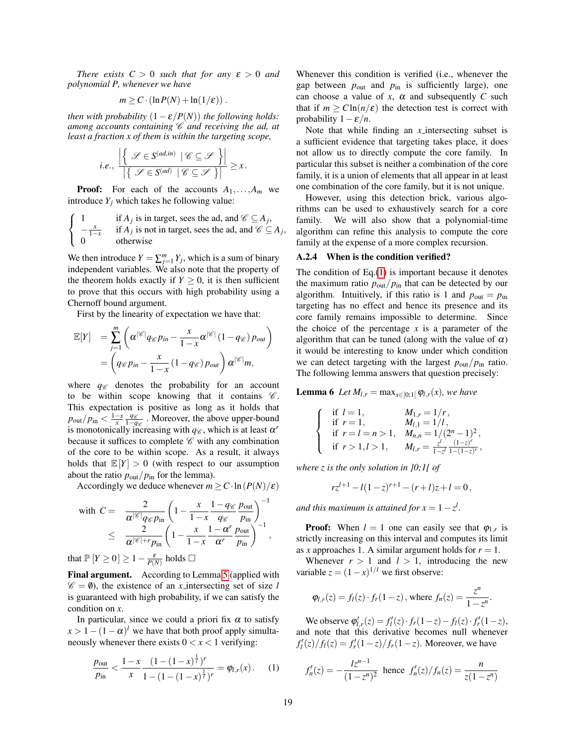*There exists $C > 0$ such that for any $\varepsilon > 0$ and polynomial $P$, whenever we have*

$$m \geq C \cdot (\ln P(N) + \ln(1/\varepsilon)) .$$

*then with probability $(1 - \varepsilon/P(N))$ the following holds: among accounts containing $\mathscr{C}$ and receiving the ad, at least a fraction $x$ of them is within the targeting scope,*

$$\textit{i.e.,}\ \frac{\left|\left\{ \mathscr{S} \in S^{(ad,in)} \mid \mathscr{C} \subseteq \mathscr{S} \right\}\right|}{\left|\left\{ \mathscr{S} \in S^{(ad)} \mid \mathscr{C} \subseteq \mathscr{S} \right\}\right|} \geq x .$$

**Proof:** For each of the accounts $A_1, \ldots, A_m$ we introduce $Y_j$ which takes he following value:

$$\begin{cases} 1 & \text{if } A_j \text{ is in target, sees the ad, and } \mathscr{C} \subseteq A_j, \\ -\frac{x}{1-x} & \text{if } A_j \text{ is not in target, sees the ad, and } \mathscr{C} \subseteq A_j, \\ 0 & \text{otherwise} \end{cases}$$

We then introduce $Y = \sum_{j=1}^{m} Y_j$, which is a sum of binary independent variables. We also note that the property of the theorem holds exactly if $Y \geq 0$, it is then sufficient to prove that this occurs with high probability using a Chernoff bound argument.

First by the linearity of expectation we have that:

$$\begin{aligned} \mathbb{E}[Y] &= \sum_{j=1}^{m} \left( \alpha^{|\mathscr{C}|} q_{\mathscr{C}} p_{in} - \frac{x}{1-x} \alpha^{|\mathscr{C}|} (1 - q_{\mathscr{C}}) p_{out} \right) \\ &= \left( q_{\mathscr{C}} p_{in} - \frac{x}{1-x} (1 - q_{\mathscr{C}}) p_{out} \right) \alpha^{|\mathscr{C}|} m, \end{aligned}$$

where $q_{\mathscr{C}}$ denotes the probability for an account to be within scope knowing that it contains $\mathscr{C}$. This expectation is positive as long as it holds that $p_{\text{out}}/p_{\text{in}} < \frac{1-x}{x} \frac{q_{\mathscr{C}}}{1-q_{\mathscr{C}}}$ . Moreover, the above upper-bound is monotonically increasing with $q_{\mathscr{C}}$, which is at least $\alpha^r$ because it suffices to complete $\mathscr{C}$ with any combination of the core to be within scope. As a result, it always holds that $\mathbb{E}[Y] > 0$ (with respect to our assumption about the ratio $p_{\text{out}}/p_{\text{in}}$ for the lemma).

Accordingly we deduce whenever $m \geq C \cdot \ln(P(N)/\varepsilon)$

$$\begin{aligned} \text{with } C = & \quad \frac{2}{\alpha^{|\mathscr{C}|} q_{\mathscr{C}} p_{\text{in}}} \left( 1 - \frac{x}{1-x} \frac{1 - q_{\mathscr{C}}}{q_{\mathscr{C}}} \frac{p_{\text{out}}}{p_{\text{in}}} \right)^{-1} \\ \leq & \quad \frac{2}{\alpha^{|\mathscr{C}|+r} p_{\text{in}}} \left( 1 - \frac{x}{1-x} \frac{1 - \alpha^r}{\alpha^r} \frac{p_{\text{out}}}{p_{\text{in}}} \right)^{-1}, \end{aligned}$$

that $\mathbb{P}[Y \geq 0] \geq 1 - \frac{\varepsilon}{P(N)}$ holds $\square$

**Final argument.** According to Lemma 5 (applied with $\mathscr{C} = \emptyset$), the existence of an $x$\_intersecting set of size $l$ is guaranteed with high probability, if we can satisfy the condition on $x$.

In particular, since we could a priori fix $\alpha$ to satisfy $x > 1 - (1-\alpha)^l$ we have that both proof apply simultaneously whenever there exists $0 < x < 1$ verifying:

$$\frac{p_{\text{out}}}{p_{\text{in}}} < \frac{1-x}{x} \frac{(1-(1-x)^{\frac{1}{l}})^r}{1-(1-(1-x)^{\frac{1}{l}})^r} = \varphi_{l,r}(x) . \qquad (1)$$

Whenever this condition is verified (i.e., whenever the gap between $p_{\text{out}}$ and $p_{\text{in}}$ is sufficiently large), one can choose a value of $x$, $\alpha$ and subsequently $C$ such that if $m \geq C \ln(n/\varepsilon)$ the detection test is correct with probability $1 - \varepsilon/n$.

Note that while finding an $x$\_intersecting subset is a sufficient evidence that targeting takes place, it does not allow us to directly compute the core family. In particular this subset is neither a combination of the core family, it is a union of elements that all appear in at least one combination of the core family, but it is not unique.

However, using this detection brick, various algorithms can be used to exhaustively search for a core family. We will also show that a polynomial-time algorithm can refine this analysis to compute the core family at the expense of a more complex recursion.

### A.2.4 When is the condition verified?

The condition of Eq.(1) is important because it denotes the maximum ratio $p_{\text{out}}/p_{\text{in}}$ that can be detected by our algorithm. Intuitively, if this ratio is 1 and $p_{\text{out}} = p_{\text{in}}$ targeting has no effect and hence its presence and its core family remains impossible to determine. Since the choice of the percentage $x$ is a parameter of the algorithm that can be tuned (along with the value of $\alpha$) it would be interesting to know under which condition we can detect targeting with the largest $p_{\text{out}}/p_{\text{in}}$ ratio. The following lemma answers that question precisely:

**Lemma 6** *Let $M_{l,r} = \max_{x \in ]0;1[} \varphi_{l,r}(x)$, we have*

$$\begin{cases} \text{if } l = 1, & M_{1,r} = 1/r, \\ \text{if } r = 1, & M_{l,1} = 1/l, \\ \text{if } r = l = n > 1, & M_{n,n} = 1/(2^n - 1)^2, \\ \text{if } r > 1, l > 1, & M_{l,r} = \frac{z^l}{1-z^l} \frac{(1-z)^r}{1-(1-z)^r}, \end{cases}$$

*where $z$ is the only solution in $]0;1[$ of*

$$rz^{l+1} - l(1-z)^{r+1} - (r+l)z + l = 0 ,$$

*and this maximum is attained for $x = 1 - z^l$.*

**Proof:** When $l = 1$ one can easily see that $\varphi_{1,r}$ is strictly increasing on this interval and computes its limit as $x$ approaches 1. A similar argument holds for $r = 1$.

Whenever $r > 1$ and $l > 1$, introducing the new variable $z = (1-x)^{1/l}$ we first observe:

$$\varphi_{l,r}(z) = f_l(z) \cdot f_r(1-z) \text{, where } f_n(z) = \frac{z^n}{1-z^n}.$$

We observe $\varphi'_{l,r}(z) = f'_l(z) \cdot f_r(1-z) - f_l(z) \cdot f'_r(1-z)$, and note that this derivative becomes null whenever $f'_l(z)/f_l(z) = f'_r(1-z)/f_r(1-z)$. Moreover, we have

$$f'_n(z) = -\frac{lz^{n-1}}{(1-z^n)^2} \text{ hence } f'_n(z)/f_n(z) = \frac{n}{z(1-z^n)}$$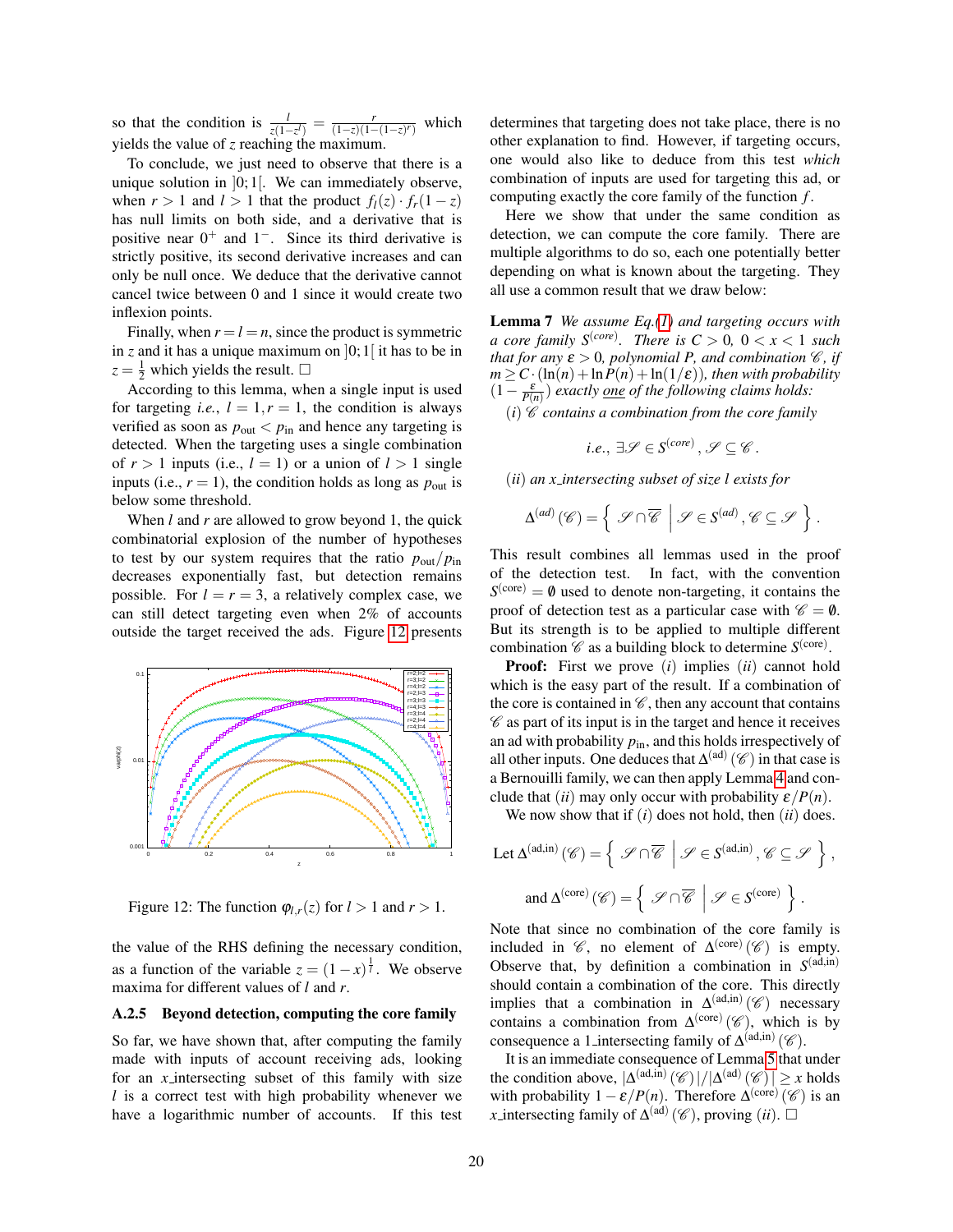so that the condition is $\frac{l}{z(1-z^l)} = \frac{r}{(1-z)(1-(1-z)^r)}$ which yields the value of $z$ reaching the maximum.

To conclude, we just need to observe that there is a unique solution in $]0;1[$. We can immediately observe, when $r>1$ and $l>1$ that the product $f_l(z)\cdot f_r(1-z)$ has null limits on both side, and a derivative that is positive near $0^+$ and $1^-$. Since its third derivative is strictly positive, its second derivative increases and can only be null once. We deduce that the derivative cannot cancel twice between 0 and 1 since it would create two inflexion points.

Finally, when $r=l=n$, since the product is symmetric in $z$ and it has a unique maximum on $]0;1[$ it has to be in $z=\frac{1}{2}$ which yields the result. □

According to this lemma, when a single input is used for targeting *i.e.*, $l=1, r=1$, the condition is always verified as soon as $p_{\text{out}} < p_{\text{in}}$ and hence any targeting is detected. When the targeting uses a single combination of $r>1$ inputs (i.e., $l=1$) or a union of $l>1$ single inputs (i.e., $r=1$), the condition holds as long as $p_{\text{out}}$ is below some threshold.

When $l$ and $r$ are allowed to grow beyond 1, the quick combinatorial explosion of the number of hypotheses to test by our system requires that the ratio $p_{\text{out}}/p_{\text{in}}$ decreases exponentially fast, but detection remains possible. For $l=r=3$, a relatively complex case, we can still detect targeting even when 2% of accounts outside the target received the ads. Figure 12 presents

Figure 12: The function $\varphi_{l,r}(z)$ for $l>1$ and $r>1$.

the value of the RHS defining the necessary condition, as a function of the variable $z=(1-x)^{\frac{1}{l}}$. We observe maxima for different values of $l$ and $r$.

### A.2.5 Beyond detection, computing the core family

So far, we have shown that, after computing the family made with inputs of account receiving ads, looking for an $x$_intersecting subset of this family with size $l$ is a correct test with high probability whenever we have a logarithmic number of accounts. If this test determines that targeting does not take place, there is no other explanation to find. However, if targeting occurs, one would also like to deduce from this test *which* combination of inputs are used for targeting this ad, or computing exactly the core family of the function $f$.

Here we show that under the same condition as detection, we can compute the core family. There are multiple algorithms to do so, each one potentially better depending on what is known about the targeting. They all use a common result that we draw below:

**Lemma 7** *We assume Eq.(1) and targeting occurs with a core family $S^{(core)}$. There is $C>0,\ 0<x<1$ such that for any $\varepsilon>0$, polynomial $P$, and combination $\mathscr{C}$, if $m \geq C\cdot(\ln(n)+\ln P(n)+\ln(1/\varepsilon))$, then with probability $(1-\frac{\varepsilon}{P(n)})$ exactly one of the following claims holds:*

*$(i)$ $\mathscr{C}$ contains a combination from the core family*

$$i.e.,\ \exists \mathscr{S} \in S^{(core)},\ \mathscr{S} \subseteq \mathscr{C}\,.$$

*$(ii)$ an $x$_intersecting subset of size $l$ exists for*

$$\Delta^{(ad)}(\mathscr{C}) = \left\{\ \mathscr{S}\cap\overline{\mathscr{C}}\ \middle|\ \mathscr{S}\in S^{(ad)}, \mathscr{C}\subseteq\mathscr{S}\ \right\}.$$

This result combines all lemmas used in the proof of the detection test. In fact, with the convention $S^{(\text{core})}=\emptyset$ used to denote non-targeting, it contains the proof of detection test as a particular case with $\mathscr{C}=\emptyset$. But its strength is to be applied to multiple different combination $\mathscr{C}$ as a building block to determine $S^{(\text{core})}$.

**Proof:** First we prove $(i)$ implies $(ii)$ cannot hold which is the easy part of the result. If a combination of the core is contained in $\mathscr{C}$, then any account that contains $\mathscr{C}$ as part of its input is in the target and hence it receives an ad with probability $p_{\text{in}}$, and this holds irrespectively of all other inputs. One deduces that $\Delta^{(\text{ad})}(\mathscr{C})$ in that case is a Bernouilli family, we can then apply Lemma 4 and conclude that $(ii)$ may only occur with probability $\varepsilon/P(n)$.

We now show that if $(i)$ does not hold, then $(ii)$ does.

$$\text{Let } \Delta^{(\text{ad,in})}(\mathscr{C}) = \left\{\ \mathscr{S}\cap\overline{\mathscr{C}}\ \middle|\ \mathscr{S}\in S^{(\text{ad,in})}, \mathscr{C}\subseteq\mathscr{S}\ \right\},$$

$$\text{and } \Delta^{(\text{core})}(\mathscr{C}) = \left\{\ \mathscr{S}\cap\overline{\mathscr{C}}\ \middle|\ \mathscr{S}\in S^{(\text{core})}\ \right\}.$$

Note that since no combination of the core family is included in $\mathscr{C}$, no element of $\Delta^{(\text{core})}(\mathscr{C})$ is empty. Observe that, by definition a combination in $S^{(\text{ad,in})}$ should contain a combination of the core. This directly implies that a combination in $\Delta^{(\text{ad,in})}(\mathscr{C})$ necessary contains a combination from $\Delta^{(\text{core})}(\mathscr{C})$, which is by consequence a 1_intersecting family of $\Delta^{(\text{ad,in})}(\mathscr{C})$.

It is an immediate consequence of Lemma 5 that under the condition above, $|\Delta^{(\text{ad,in})}(\mathscr{C})|/|\Delta^{(\text{ad})}(\mathscr{C})| \geq x$ holds with probability $1-\varepsilon/P(n)$. Therefore $\Delta^{(\text{core})}(\mathscr{C})$ is an $x$_intersecting family of $\Delta^{(\text{ad})}(\mathscr{C})$, proving $(ii)$. □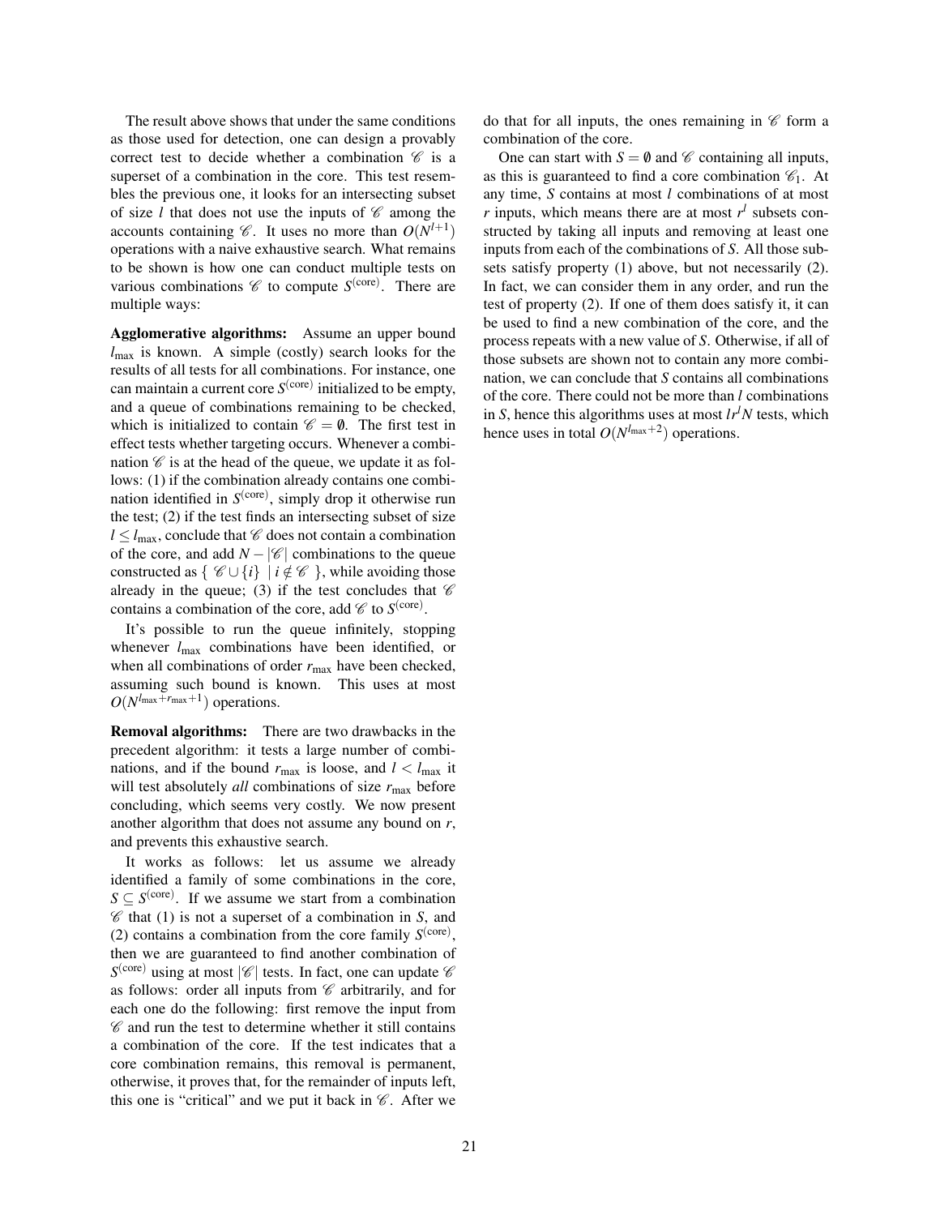The result above shows that under the same conditions as those used for detection, one can design a provably correct test to decide whether a combination $\mathscr{C}$ is a superset of a combination in the core. This test resembles the previous one, it looks for an intersecting subset of size $l$ that does not use the inputs of $\mathscr{C}$ among the accounts containing $\mathscr{C}$. It uses no more than $O(N^{l+1})$ operations with a naive exhaustive search. What remains to be shown is how one can conduct multiple tests on various combinations $\mathscr{C}$ to compute $S^{(\text{core})}$. There are multiple ways:

**Agglomerative algorithms:** Assume an upper bound $l_{\max}$ is known. A simple (costly) search looks for the results of all tests for all combinations. For instance, one can maintain a current core $S^{(\text{core})}$ initialized to be empty, and a queue of combinations remaining to be checked, which is initialized to contain $\mathscr{C} = \emptyset$. The first test in effect tests whether targeting occurs. Whenever a combination $\mathscr{C}$ is at the head of the queue, we update it as follows: (1) if the combination already contains one combination identified in $S^{(\text{core})}$, simply drop it otherwise run the test; (2) if the test finds an intersecting subset of size $l \leq l_{\max}$, conclude that $\mathscr{C}$ does not contain a combination of the core, and add $N - |\mathscr{C}|$ combinations to the queue constructed as $\{\ \mathscr{C} \cup \{i\}\ \mid i \notin \mathscr{C}\ \}$, while avoiding those already in the queue; (3) if the test concludes that $\mathscr{C}$ contains a combination of the core, add $\mathscr{C}$ to $S^{(\text{core})}$.

It's possible to run the queue infinitely, stopping whenever $l_{\max}$ combinations have been identified, or when all combinations of order $r_{\max}$ have been checked, assuming such bound is known. This uses at most $O(N^{l_{\max}+r_{\max}+1})$ operations.

**Removal algorithms:** There are two drawbacks in the precedent algorithm: it tests a large number of combinations, and if the bound $r_{\max}$ is loose, and $l < l_{\max}$ it will test absolutely *all* combinations of size $r_{\max}$ before concluding, which seems very costly. We now present another algorithm that does not assume any bound on $r$, and prevents this exhaustive search.

It works as follows: let us assume we already identified a family of some combinations in the core, $S \subseteq S^{(\text{core})}$. If we assume we start from a combination $\mathscr{C}$ that (1) is not a superset of a combination in $S$, and (2) contains a combination from the core family $S^{(\text{core})}$, then we are guaranteed to find another combination of $S^{(\text{core})}$ using at most $|\mathscr{C}|$ tests. In fact, one can update $\mathscr{C}$ as follows: order all inputs from $\mathscr{C}$ arbitrarily, and for each one do the following: first remove the input from $\mathscr{C}$ and run the test to determine whether it still contains a combination of the core. If the test indicates that a core combination remains, this removal is permanent, otherwise, it proves that, for the remainder of inputs left, this one is "critical" and we put it back in $\mathscr{C}$. After we do that for all inputs, the ones remaining in $\mathscr{C}$ form a combination of the core.

One can start with $S = \emptyset$ and $\mathscr{C}$ containing all inputs, as this is guaranteed to find a core combination $\mathscr{C}_1$. At any time, $S$ contains at most $l$ combinations of at most $r$ inputs, which means there are at most $r^l$ subsets constructed by taking all inputs and removing at least one inputs from each of the combinations of $S$. All those subsets satisfy property (1) above, but not necessarily (2). In fact, we can consider them in any order, and run the test of property (2). If one of them does satisfy it, it can be used to find a new combination of the core, and the process repeats with a new value of $S$. Otherwise, if all of those subsets are shown not to contain any more combination, we can conclude that $S$ contains all combinations of the core. There could not be more than $l$ combinations in $S$, hence this algorithms uses at most $lr^lN$ tests, which hence uses in total $O(N^{l_{\max}+2})$ operations.